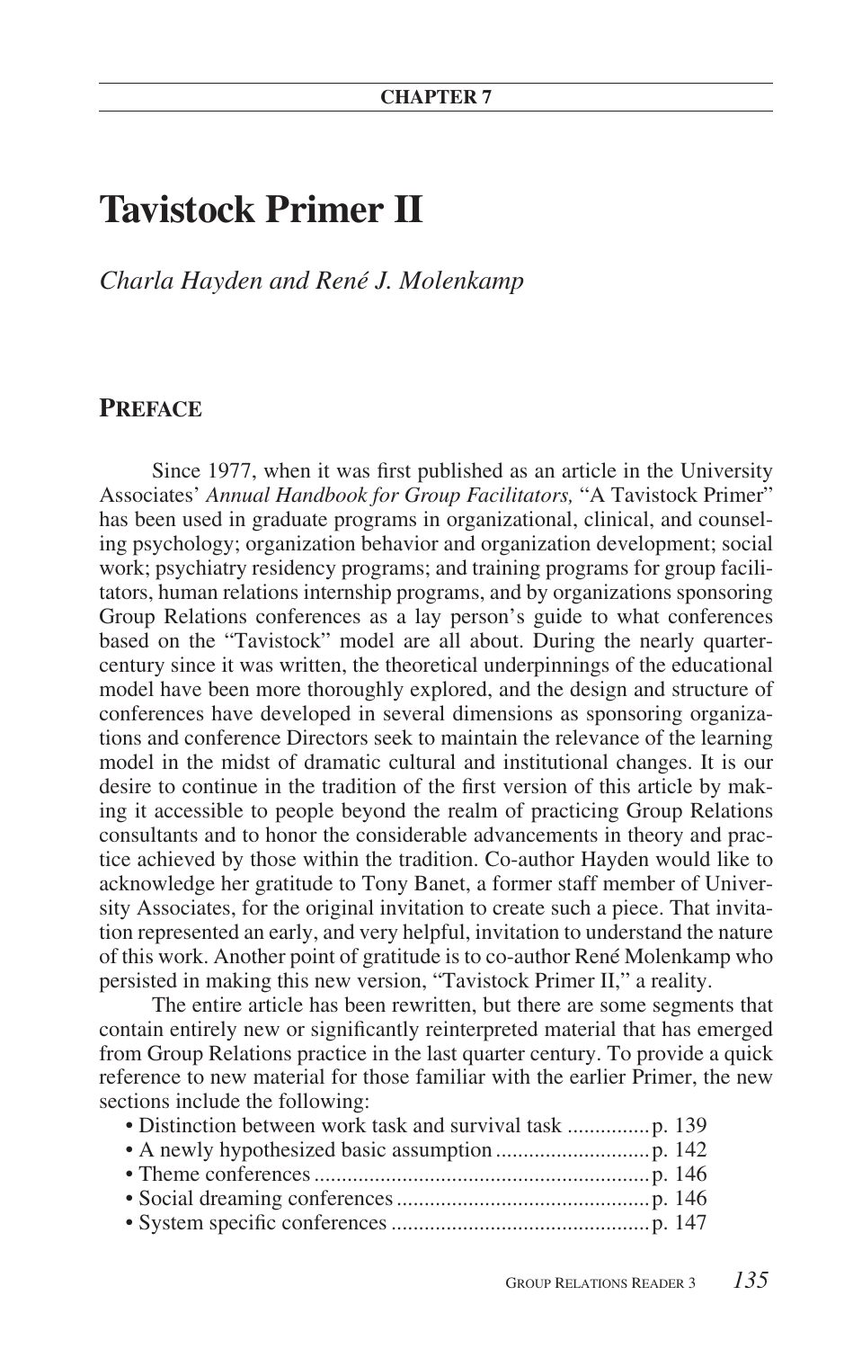CHAPTER 7

# Tavistock Primer II

*Charla Hayden and René J. Molenkamp*

## Preface

Since 1977, when it was first published as an article in the University Associates' *Annual Handbook for Group Facilitators,* "A Tavistock Primer" has been used in graduate programs in organizational, clinical, and counseling psychology; organization behavior and organization development; social work; psychiatry residency programs; and training programs for group facilitators, human relations internship programs, and by organizations sponsoring Group Relations conferences as a lay person's guide to what conferences based on the "Tavistock" model are all about. During the nearly quarter-century since it was written, the theoretical underpinnings of the educational model have been more thoroughly explored, and the design and structure of conferences have developed in several dimensions as sponsoring organizations and conference Directors seek to maintain the relevance of the learning model in the midst of dramatic cultural and institutional changes. It is our desire to continue in the tradition of the first version of this article by making it accessible to people beyond the realm of practicing Group Relations consultants and to honor the considerable advancements in theory and practice achieved by those within the tradition. Co-author Hayden would like to acknowledge her gratitude to Tony Banet, a former staff member of University Associates, for the original invitation to create such a piece. That invitation represented an early, and very helpful, invitation to understand the nature of this work. Another point of gratitude is to co-author René Molenkamp who persisted in making this new version, "Tavistock Primer II," a reality.

The entire article has been rewritten, but there are some segments that contain entirely new or significantly reinterpreted material that has emerged from Group Relations practice in the last quarter century. To provide a quick reference to new material for those familiar with the earlier Primer, the new sections include the following:

- Distinction between work task and survival task ............... p. 139
- A newly hypothesized basic assumption ............................ p. 142
- Theme conferences ............................................................. p. 146
- Social dreaming conferences .............................................. p. 146
- System specific conferences ............................................... p. 147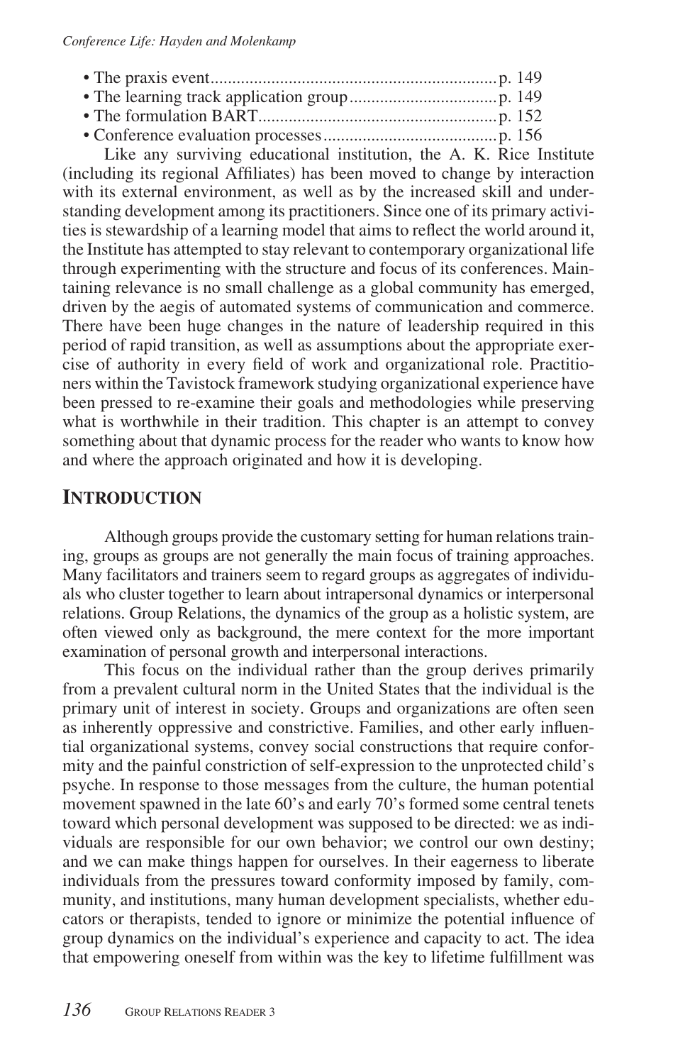- The praxis event.................................................................p. 149
- The learning track application group.................................p. 149
- The formulation BART......................................................p. 152
- Conference evaluation processes........................................p. 156

Like any surviving educational institution, the A. K. Rice Institute (including its regional Affiliates) has been moved to change by interaction with its external environment, as well as by the increased skill and understanding development among its practitioners. Since one of its primary activities is stewardship of a learning model that aims to reflect the world around it, the Institute has attempted to stay relevant to contemporary organizational life through experimenting with the structure and focus of its conferences. Maintaining relevance is no small challenge as a global community has emerged, driven by the aegis of automated systems of communication and commerce. There have been huge changes in the nature of leadership required in this period of rapid transition, as well as assumptions about the appropriate exercise of authority in every field of work and organizational role. Practitioners within the Tavistock framework studying organizational experience have been pressed to re-examine their goals and methodologies while preserving what is worthwhile in their tradition. This chapter is an attempt to convey something about that dynamic process for the reader who wants to know how and where the approach originated and how it is developing.

## INTRODUCTION

Although groups provide the customary setting for human relations training, groups as groups are not generally the main focus of training approaches. Many facilitators and trainers seem to regard groups as aggregates of individuals who cluster together to learn about intrapersonal dynamics or interpersonal relations. Group Relations, the dynamics of the group as a holistic system, are often viewed only as background, the mere context for the more important examination of personal growth and interpersonal interactions.

This focus on the individual rather than the group derives primarily from a prevalent cultural norm in the United States that the individual is the primary unit of interest in society. Groups and organizations are often seen as inherently oppressive and constrictive. Families, and other early influential organizational systems, convey social constructions that require conformity and the painful constriction of self-expression to the unprotected child's psyche. In response to those messages from the culture, the human potential movement spawned in the late 60's and early 70's formed some central tenets toward which personal development was supposed to be directed: we as individuals are responsible for our own behavior; we control our own destiny; and we can make things happen for ourselves. In their eagerness to liberate individuals from the pressures toward conformity imposed by family, community, and institutions, many human development specialists, whether educators or therapists, tended to ignore or minimize the potential influence of group dynamics on the individual's experience and capacity to act. The idea that empowering oneself from within was the key to lifetime fulfillment was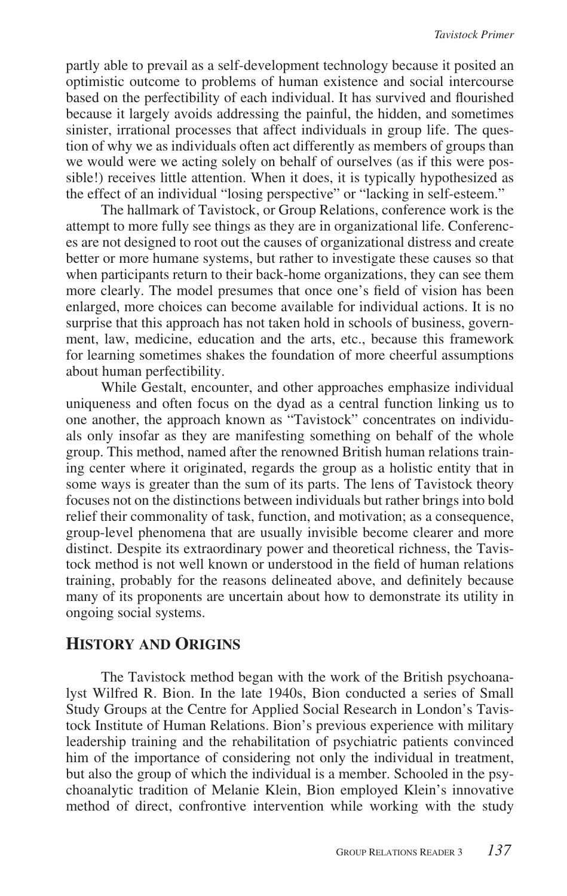partly able to prevail as a self-development technology because it posited an optimistic outcome to problems of human existence and social intercourse based on the perfectibility of each individual. It has survived and flourished because it largely avoids addressing the painful, the hidden, and sometimes sinister, irrational processes that affect individuals in group life. The question of why we as individuals often act differently as members of groups than we would were we acting solely on behalf of ourselves (as if this were possible!) receives little attention. When it does, it is typically hypothesized as the effect of an individual "losing perspective" or "lacking in self-esteem."

The hallmark of Tavistock, or Group Relations, conference work is the attempt to more fully see things as they are in organizational life. Conferences are not designed to root out the causes of organizational distress and create better or more humane systems, but rather to investigate these causes so that when participants return to their back-home organizations, they can see them more clearly. The model presumes that once one's field of vision has been enlarged, more choices can become available for individual actions. It is no surprise that this approach has not taken hold in schools of business, government, law, medicine, education and the arts, etc., because this framework for learning sometimes shakes the foundation of more cheerful assumptions about human perfectibility.

While Gestalt, encounter, and other approaches emphasize individual uniqueness and often focus on the dyad as a central function linking us to one another, the approach known as "Tavistock" concentrates on individuals only insofar as they are manifesting something on behalf of the whole group. This method, named after the renowned British human relations training center where it originated, regards the group as a holistic entity that in some ways is greater than the sum of its parts. The lens of Tavistock theory focuses not on the distinctions between individuals but rather brings into bold relief their commonality of task, function, and motivation; as a consequence, group-level phenomena that are usually invisible become clearer and more distinct. Despite its extraordinary power and theoretical richness, the Tavistock method is not well known or understood in the field of human relations training, probably for the reasons delineated above, and definitely because many of its proponents are uncertain about how to demonstrate its utility in ongoing social systems.

## History and Origins

The Tavistock method began with the work of the British psychoanalyst Wilfred R. Bion. In the late 1940s, Bion conducted a series of Small Study Groups at the Centre for Applied Social Research in London's Tavistock Institute of Human Relations. Bion's previous experience with military leadership training and the rehabilitation of psychiatric patients convinced him of the importance of considering not only the individual in treatment, but also the group of which the individual is a member. Schooled in the psychoanalytic tradition of Melanie Klein, Bion employed Klein's innovative method of direct, confrontive intervention while working with the study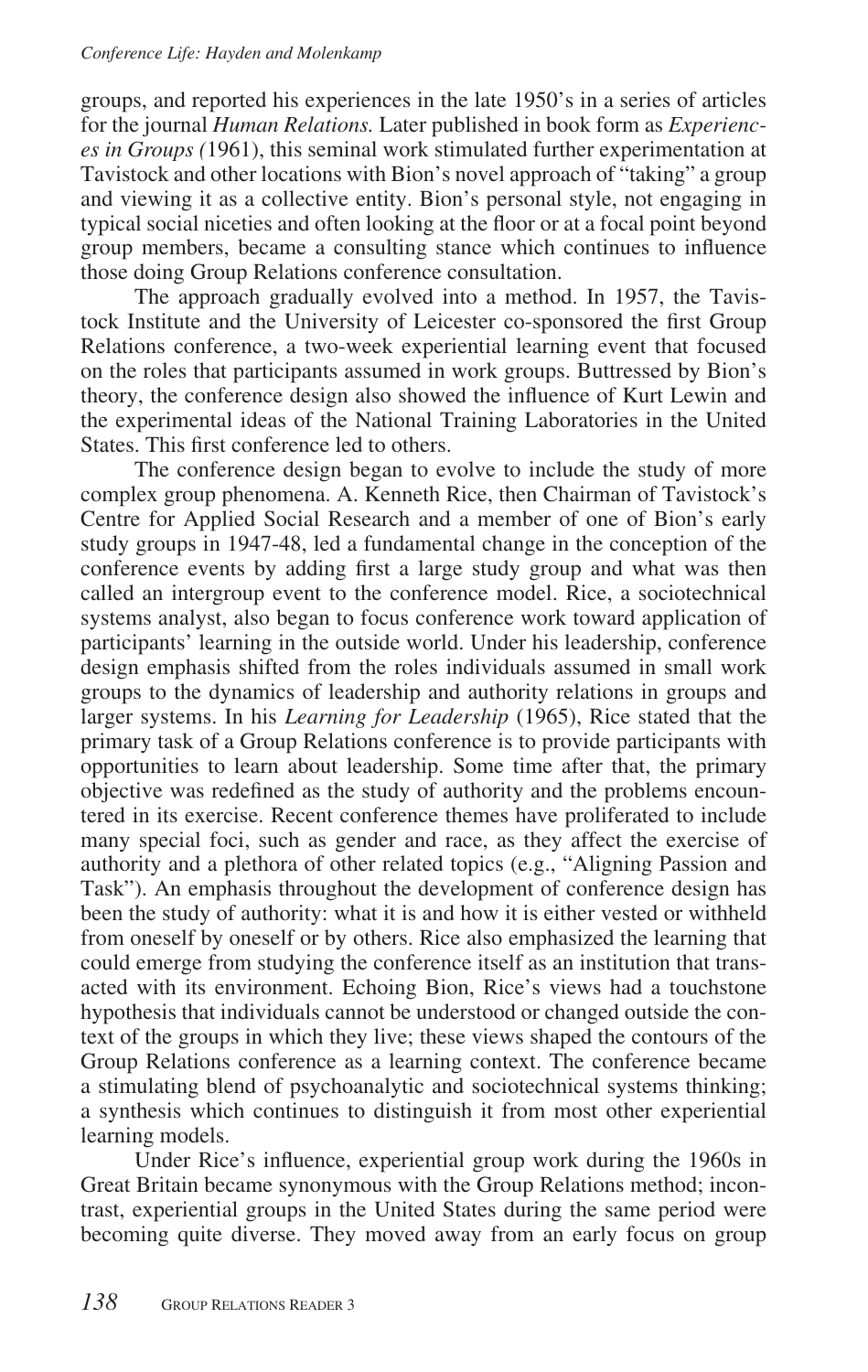groups, and reported his experiences in the late 1950's in a series of articles for the journal *Human Relations.* Later published in book form as *Experiences in Groups (*1961), this seminal work stimulated further experimentation at Tavistock and other locations with Bion's novel approach of "taking" a group and viewing it as a collective entity. Bion's personal style, not engaging in typical social niceties and often looking at the floor or at a focal point beyond group members, became a consulting stance which continues to influence those doing Group Relations conference consultation.

The approach gradually evolved into a method. In 1957, the Tavistock Institute and the University of Leicester co-sponsored the first Group Relations conference, a two-week experiential learning event that focused on the roles that participants assumed in work groups. Buttressed by Bion's theory, the conference design also showed the influence of Kurt Lewin and the experimental ideas of the National Training Laboratories in the United States. This first conference led to others.

The conference design began to evolve to include the study of more complex group phenomena. A. Kenneth Rice, then Chairman of Tavistock's Centre for Applied Social Research and a member of one of Bion's early study groups in 1947-48, led a fundamental change in the conception of the conference events by adding first a large study group and what was then called an intergroup event to the conference model. Rice, a sociotechnical systems analyst, also began to focus conference work toward application of participants' learning in the outside world. Under his leadership, conference design emphasis shifted from the roles individuals assumed in small work groups to the dynamics of leadership and authority relations in groups and larger systems. In his *Learning for Leadership* (1965), Rice stated that the primary task of a Group Relations conference is to provide participants with opportunities to learn about leadership. Some time after that, the primary objective was redefined as the study of authority and the problems encountered in its exercise. Recent conference themes have proliferated to include many special foci, such as gender and race, as they affect the exercise of authority and a plethora of other related topics (e.g., "Aligning Passion and Task"). An emphasis throughout the development of conference design has been the study of authority: what it is and how it is either vested or withheld from oneself by oneself or by others. Rice also emphasized the learning that could emerge from studying the conference itself as an institution that transacted with its environment. Echoing Bion, Rice's views had a touchstone hypothesis that individuals cannot be understood or changed outside the context of the groups in which they live; these views shaped the contours of the Group Relations conference as a learning context. The conference became a stimulating blend of psychoanalytic and sociotechnical systems thinking; a synthesis which continues to distinguish it from most other experiential learning models.

Under Rice's influence, experiential group work during the 1960s in Great Britain became synonymous with the Group Relations method; incontrast, experiential groups in the United States during the same period were becoming quite diverse. They moved away from an early focus on group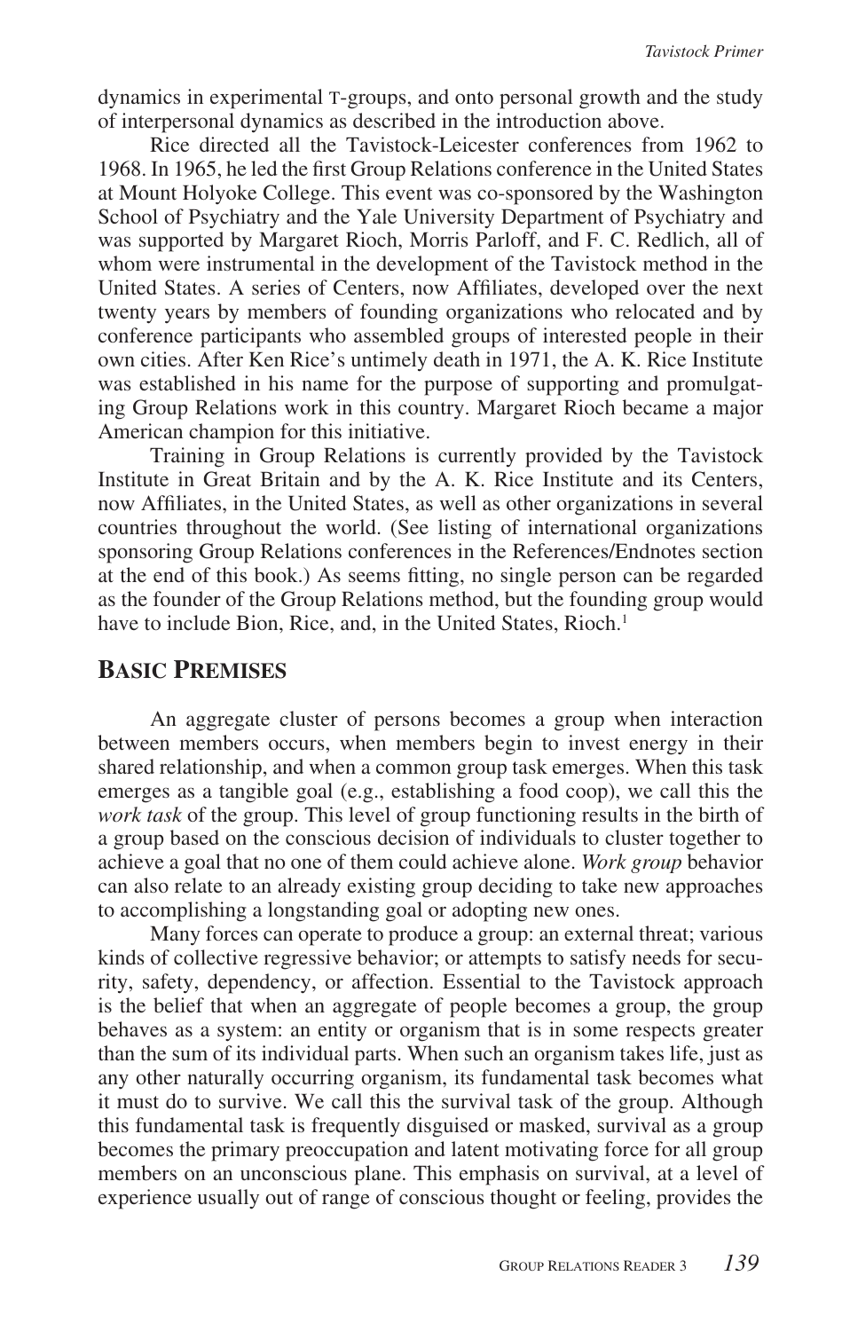dynamics in experimental T-groups, and onto personal growth and the study of interpersonal dynamics as described in the introduction above.

Rice directed all the Tavistock-Leicester conferences from 1962 to 1968. In 1965, he led the first Group Relations conference in the United States at Mount Holyoke College. This event was co-sponsored by the Washington School of Psychiatry and the Yale University Department of Psychiatry and was supported by Margaret Rioch, Morris Parloff, and F. C. Redlich, all of whom were instrumental in the development of the Tavistock method in the United States. A series of Centers, now Affiliates, developed over the next twenty years by members of founding organizations who relocated and by conference participants who assembled groups of interested people in their own cities. After Ken Rice's untimely death in 1971, the A. K. Rice Institute was established in his name for the purpose of supporting and promulgating Group Relations work in this country. Margaret Rioch became a major American champion for this initiative.

Training in Group Relations is currently provided by the Tavistock Institute in Great Britain and by the A. K. Rice Institute and its Centers, now Affiliates, in the United States, as well as other organizations in several countries throughout the world. (See listing of international organizations sponsoring Group Relations conferences in the References/Endnotes section at the end of this book.) As seems fitting, no single person can be regarded as the founder of the Group Relations method, but the founding group would have to include Bion, Rice, and, in the United States, Rioch.[1]

## Basic Premises

An aggregate cluster of persons becomes a group when interaction between members occurs, when members begin to invest energy in their shared relationship, and when a common group task emerges. When this task emerges as a tangible goal (e.g., establishing a food coop), we call this the *work task* of the group. This level of group functioning results in the birth of a group based on the conscious decision of individuals to cluster together to achieve a goal that no one of them could achieve alone. *Work group* behavior can also relate to an already existing group deciding to take new approaches to accomplishing a longstanding goal or adopting new ones.

Many forces can operate to produce a group: an external threat; various kinds of collective regressive behavior; or attempts to satisfy needs for security, safety, dependency, or affection. Essential to the Tavistock approach is the belief that when an aggregate of people becomes a group, the group behaves as a system: an entity or organism that is in some respects greater than the sum of its individual parts. When such an organism takes life, just as any other naturally occurring organism, its fundamental task becomes what it must do to survive. We call this the survival task of the group. Although this fundamental task is frequently disguised or masked, survival as a group becomes the primary preoccupation and latent motivating force for all group members on an unconscious plane. This emphasis on survival, at a level of experience usually out of range of conscious thought or feeling, provides the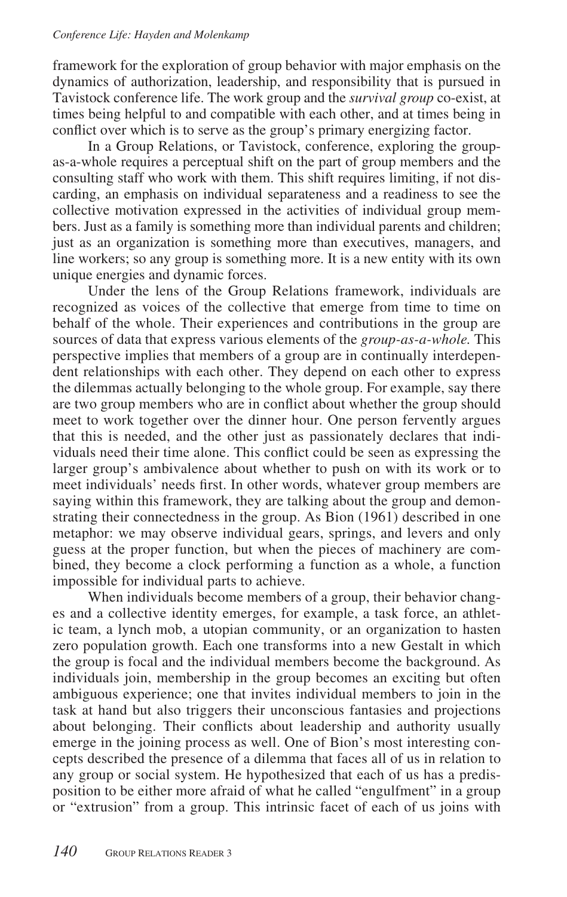framework for the exploration of group behavior with major emphasis on the dynamics of authorization, leadership, and responsibility that is pursued in Tavistock conference life. The work group and the *survival group* co-exist, at times being helpful to and compatible with each other, and at times being in conflict over which is to serve as the group's primary energizing factor.

In a Group Relations, or Tavistock, conference, exploring the group-as-a-whole requires a perceptual shift on the part of group members and the consulting staff who work with them. This shift requires limiting, if not discarding, an emphasis on individual separateness and a readiness to see the collective motivation expressed in the activities of individual group members. Just as a family is something more than individual parents and children; just as an organization is something more than executives, managers, and line workers; so any group is something more. It is a new entity with its own unique energies and dynamic forces.

Under the lens of the Group Relations framework, individuals are recognized as voices of the collective that emerge from time to time on behalf of the whole. Their experiences and contributions in the group are sources of data that express various elements of the *group-as-a-whole.* This perspective implies that members of a group are in continually interdependent relationships with each other. They depend on each other to express the dilemmas actually belonging to the whole group. For example, say there are two group members who are in conflict about whether the group should meet to work together over the dinner hour. One person fervently argues that this is needed, and the other just as passionately declares that individuals need their time alone. This conflict could be seen as expressing the larger group's ambivalence about whether to push on with its work or to meet individuals' needs first. In other words, whatever group members are saying within this framework, they are talking about the group and demonstrating their connectedness in the group. As Bion (1961) described in one metaphor: we may observe individual gears, springs, and levers and only guess at the proper function, but when the pieces of machinery are combined, they become a clock performing a function as a whole, a function impossible for individual parts to achieve.

When individuals become members of a group, their behavior changes and a collective identity emerges, for example, a task force, an athletic team, a lynch mob, a utopian community, or an organization to hasten zero population growth. Each one transforms into a new Gestalt in which the group is focal and the individual members become the background. As individuals join, membership in the group becomes an exciting but often ambiguous experience; one that invites individual members to join in the task at hand but also triggers their unconscious fantasies and projections about belonging. Their conflicts about leadership and authority usually emerge in the joining process as well. One of Bion's most interesting concepts described the presence of a dilemma that faces all of us in relation to any group or social system. He hypothesized that each of us has a predisposition to be either more afraid of what he called "engulfment" in a group or "extrusion" from a group. This intrinsic facet of each of us joins with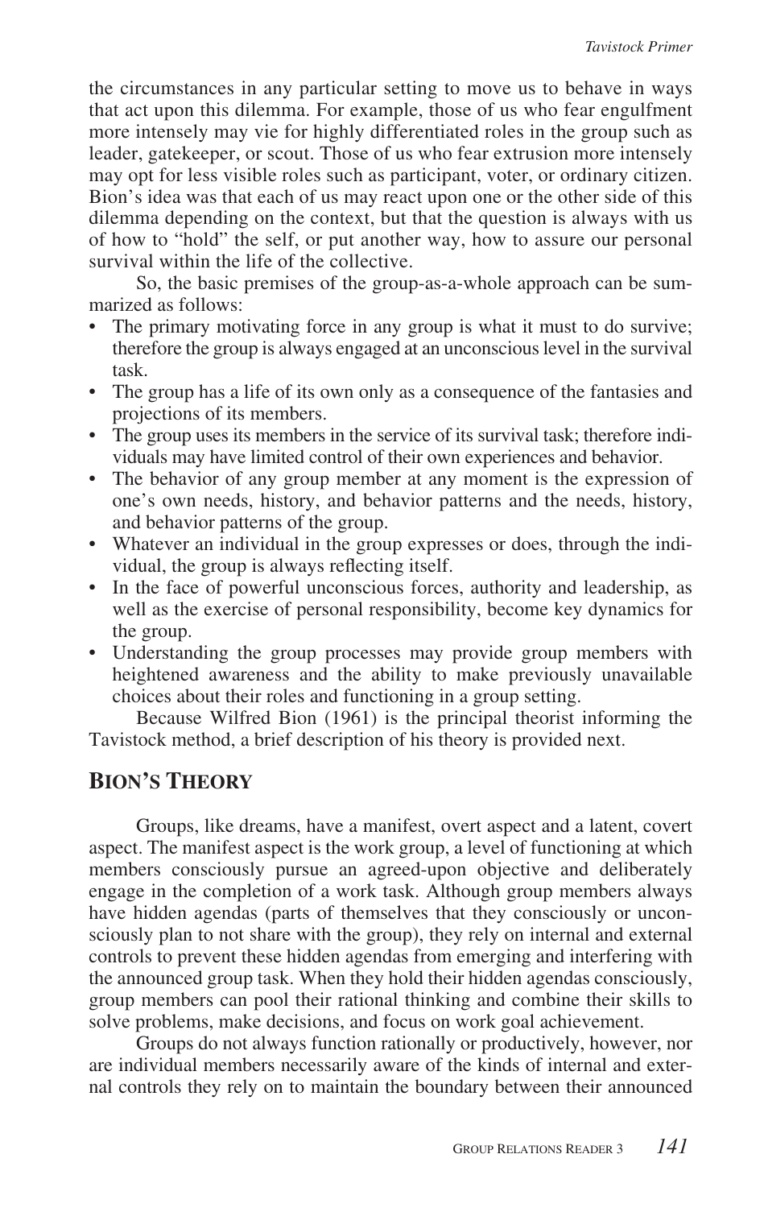the circumstances in any particular setting to move us to behave in ways that act upon this dilemma. For example, those of us who fear engulfment more intensely may vie for highly differentiated roles in the group such as leader, gatekeeper, or scout. Those of us who fear extrusion more intensely may opt for less visible roles such as participant, voter, or ordinary citizen. Bion's idea was that each of us may react upon one or the other side of this dilemma depending on the context, but that the question is always with us of how to "hold" the self, or put another way, how to assure our personal survival within the life of the collective.

So, the basic premises of the group-as-a-whole approach can be summarized as follows:

- The primary motivating force in any group is what it must to do survive; therefore the group is always engaged at an unconscious level in the survival task.
- The group has a life of its own only as a consequence of the fantasies and projections of its members.
- The group uses its members in the service of its survival task; therefore individuals may have limited control of their own experiences and behavior.
- The behavior of any group member at any moment is the expression of one's own needs, history, and behavior patterns and the needs, history, and behavior patterns of the group.
- Whatever an individual in the group expresses or does, through the individual, the group is always reflecting itself.
- In the face of powerful unconscious forces, authority and leadership, as well as the exercise of personal responsibility, become key dynamics for the group.
- Understanding the group processes may provide group members with heightened awareness and the ability to make previously unavailable choices about their roles and functioning in a group setting.

Because Wilfred Bion (1961) is the principal theorist informing the Tavistock method, a brief description of his theory is provided next.

## Bion's Theory

Groups, like dreams, have a manifest, overt aspect and a latent, covert aspect. The manifest aspect is the work group, a level of functioning at which members consciously pursue an agreed-upon objective and deliberately engage in the completion of a work task. Although group members always have hidden agendas (parts of themselves that they consciously or unconsciously plan to not share with the group), they rely on internal and external controls to prevent these hidden agendas from emerging and interfering with the announced group task. When they hold their hidden agendas consciously, group members can pool their rational thinking and combine their skills to solve problems, make decisions, and focus on work goal achievement.

Groups do not always function rationally or productively, however, nor are individual members necessarily aware of the kinds of internal and external controls they rely on to maintain the boundary between their announced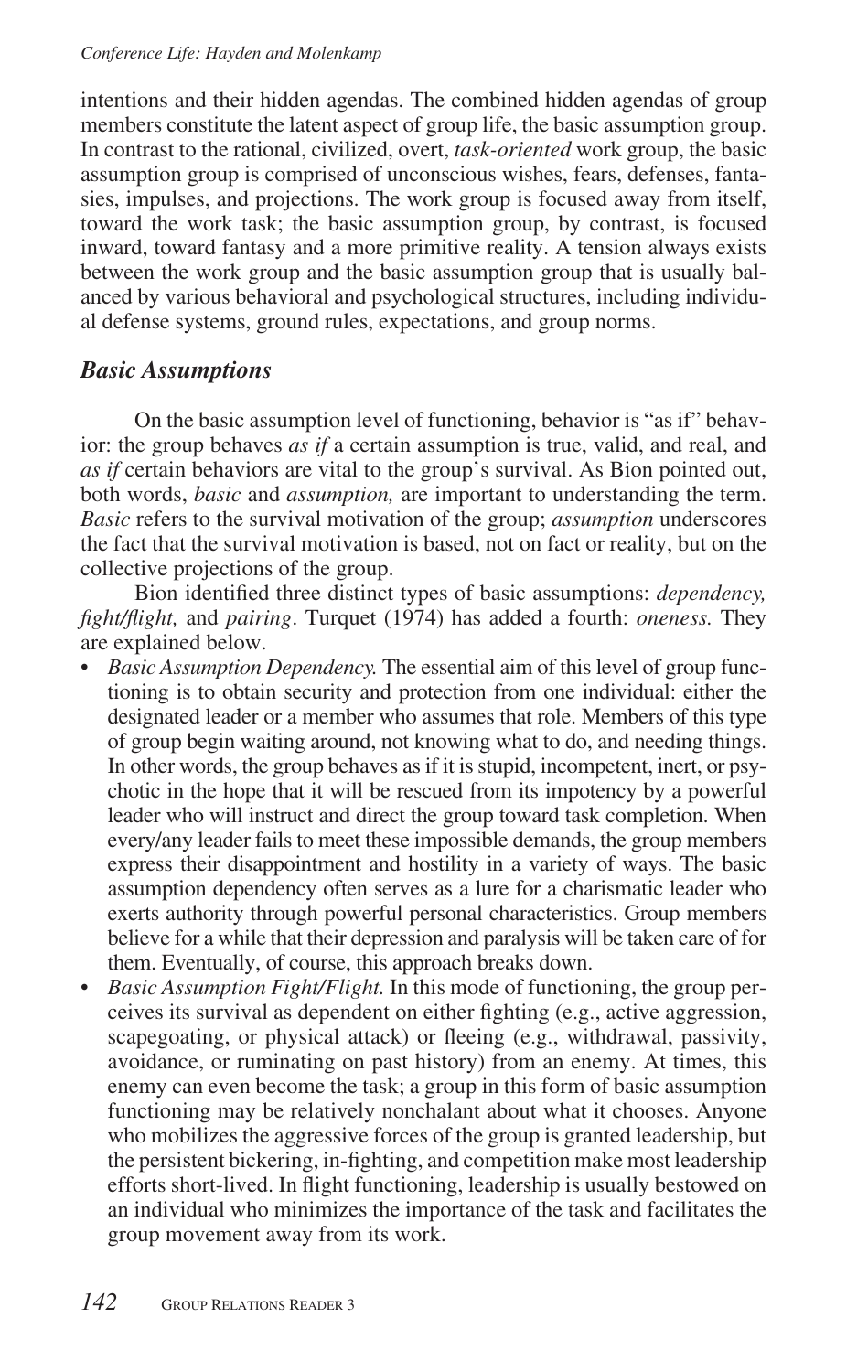intentions and their hidden agendas. The combined hidden agendas of group members constitute the latent aspect of group life, the basic assumption group. In contrast to the rational, civilized, overt, *task-oriented* work group, the basic assumption group is comprised of unconscious wishes, fears, defenses, fantasies, impulses, and projections. The work group is focused away from itself, toward the work task; the basic assumption group, by contrast, is focused inward, toward fantasy and a more primitive reality. A tension always exists between the work group and the basic assumption group that is usually balanced by various behavioral and psychological structures, including individual defense systems, ground rules, expectations, and group norms.

## *Basic Assumptions*

On the basic assumption level of functioning, behavior is "as if" behavior: the group behaves *as if* a certain assumption is true, valid, and real, and *as if* certain behaviors are vital to the group's survival. As Bion pointed out, both words, *basic* and *assumption,* are important to understanding the term. *Basic* refers to the survival motivation of the group; *assumption* underscores the fact that the survival motivation is based, not on fact or reality, but on the collective projections of the group.

Bion identified three distinct types of basic assumptions: *dependency, fight/flight,* and *pairing*. Turquet (1974) has added a fourth: *oneness.* They are explained below.

- *Basic Assumption Dependency.* The essential aim of this level of group functioning is to obtain security and protection from one individual: either the designated leader or a member who assumes that role. Members of this type of group begin waiting around, not knowing what to do, and needing things. In other words, the group behaves as if it is stupid, incompetent, inert, or psychotic in the hope that it will be rescued from its impotency by a powerful leader who will instruct and direct the group toward task completion. When every/any leader fails to meet these impossible demands, the group members express their disappointment and hostility in a variety of ways. The basic assumption dependency often serves as a lure for a charismatic leader who exerts authority through powerful personal characteristics. Group members believe for a while that their depression and paralysis will be taken care of for them. Eventually, of course, this approach breaks down.
- *Basic Assumption Fight/Flight.* In this mode of functioning, the group perceives its survival as dependent on either fighting (e.g., active aggression, scapegoating, or physical attack) or fleeing (e.g., withdrawal, passivity, avoidance, or ruminating on past history) from an enemy. At times, this enemy can even become the task; a group in this form of basic assumption functioning may be relatively nonchalant about what it chooses. Anyone who mobilizes the aggressive forces of the group is granted leadership, but the persistent bickering, in-fighting, and competition make most leadership efforts short-lived. In flight functioning, leadership is usually bestowed on an individual who minimizes the importance of the task and facilitates the group movement away from its work.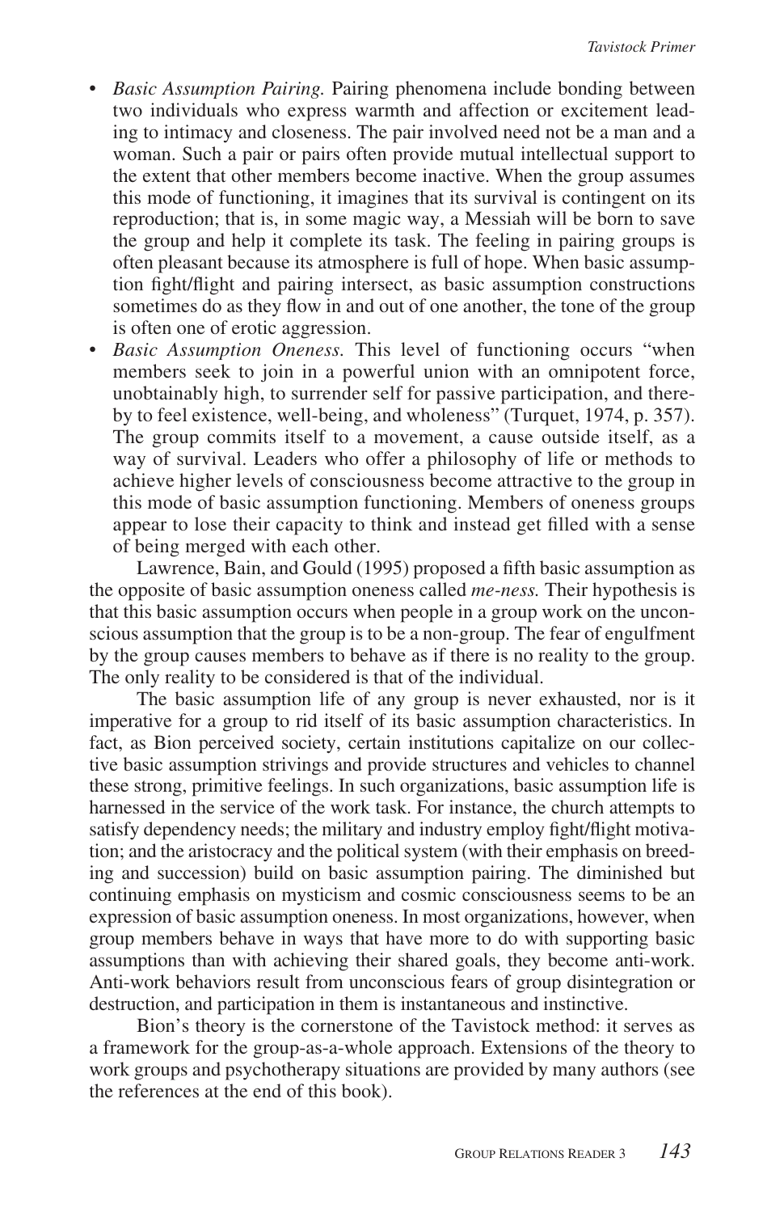- *Basic Assumption Pairing.* Pairing phenomena include bonding between two individuals who express warmth and affection or excitement leading to intimacy and closeness. The pair involved need not be a man and a woman. Such a pair or pairs often provide mutual intellectual support to the extent that other members become inactive. When the group assumes this mode of functioning, it imagines that its survival is contingent on its reproduction; that is, in some magic way, a Messiah will be born to save the group and help it complete its task. The feeling in pairing groups is often pleasant because its atmosphere is full of hope. When basic assumption fight/flight and pairing intersect, as basic assumption constructions sometimes do as they flow in and out of one another, the tone of the group is often one of erotic aggression.
- *Basic Assumption Oneness.* This level of functioning occurs "when members seek to join in a powerful union with an omnipotent force, unobtainably high, to surrender self for passive participation, and thereby to feel existence, well-being, and wholeness" (Turquet, 1974, p. 357). The group commits itself to a movement, a cause outside itself, as a way of survival. Leaders who offer a philosophy of life or methods to achieve higher levels of consciousness become attractive to the group in this mode of basic assumption functioning. Members of oneness groups appear to lose their capacity to think and instead get filled with a sense of being merged with each other.

Lawrence, Bain, and Gould (1995) proposed a fifth basic assumption as the opposite of basic assumption oneness called *me-ness.* Their hypothesis is that this basic assumption occurs when people in a group work on the unconscious assumption that the group is to be a non-group. The fear of engulfment by the group causes members to behave as if there is no reality to the group. The only reality to be considered is that of the individual.

The basic assumption life of any group is never exhausted, nor is it imperative for a group to rid itself of its basic assumption characteristics. In fact, as Bion perceived society, certain institutions capitalize on our collective basic assumption strivings and provide structures and vehicles to channel these strong, primitive feelings. In such organizations, basic assumption life is harnessed in the service of the work task. For instance, the church attempts to satisfy dependency needs; the military and industry employ fight/flight motivation; and the aristocracy and the political system (with their emphasis on breeding and succession) build on basic assumption pairing. The diminished but continuing emphasis on mysticism and cosmic consciousness seems to be an expression of basic assumption oneness. In most organizations, however, when group members behave in ways that have more to do with supporting basic assumptions than with achieving their shared goals, they become anti-work. Anti-work behaviors result from unconscious fears of group disintegration or destruction, and participation in them is instantaneous and instinctive.

Bion's theory is the cornerstone of the Tavistock method: it serves as a framework for the group-as-a-whole approach. Extensions of the theory to work groups and psychotherapy situations are provided by many authors (see the references at the end of this book).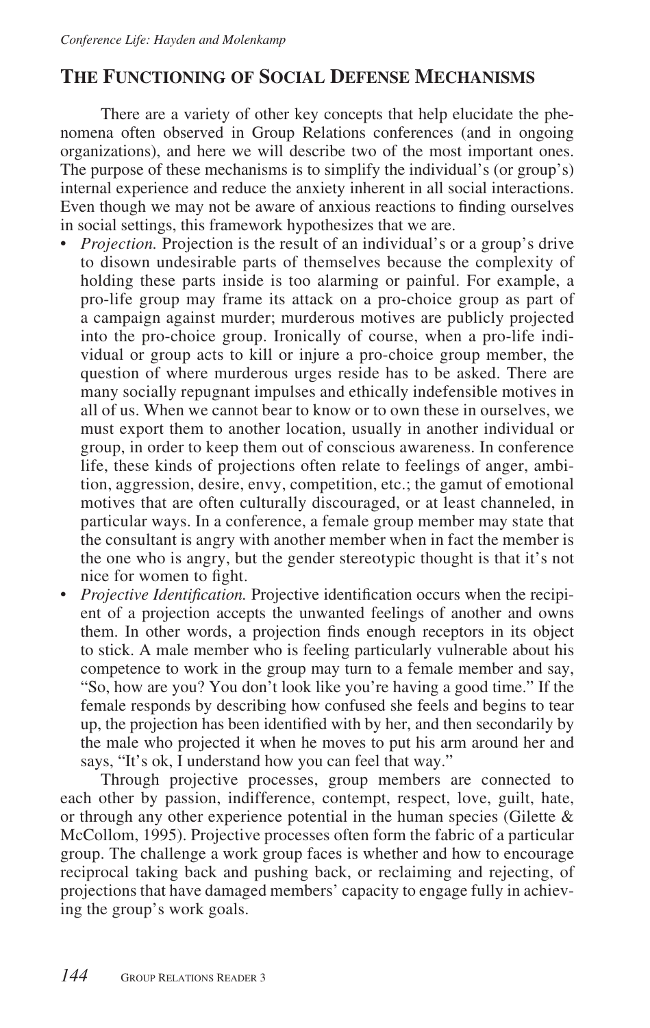## The Functioning of Social Defense Mechanisms

There are a variety of other key concepts that help elucidate the phenomena often observed in Group Relations conferences (and in ongoing organizations), and here we will describe two of the most important ones. The purpose of these mechanisms is to simplify the individual's (or group's) internal experience and reduce the anxiety inherent in all social interactions. Even though we may not be aware of anxious reactions to finding ourselves in social settings, this framework hypothesizes that we are.

- *Projection.* Projection is the result of an individual's or a group's drive to disown undesirable parts of themselves because the complexity of holding these parts inside is too alarming or painful. For example, a pro-life group may frame its attack on a pro-choice group as part of a campaign against murder; murderous motives are publicly projected into the pro-choice group. Ironically of course, when a pro-life individual or group acts to kill or injure a pro-choice group member, the question of where murderous urges reside has to be asked. There are many socially repugnant impulses and ethically indefensible motives in all of us. When we cannot bear to know or to own these in ourselves, we must export them to another location, usually in another individual or group, in order to keep them out of conscious awareness. In conference life, these kinds of projections often relate to feelings of anger, ambition, aggression, desire, envy, competition, etc.; the gamut of emotional motives that are often culturally discouraged, or at least channeled, in particular ways. In a conference, a female group member may state that the consultant is angry with another member when in fact the member is the one who is angry, but the gender stereotypic thought is that it's not nice for women to fight.
- *Projective Identification.* Projective identification occurs when the recipient of a projection accepts the unwanted feelings of another and owns them. In other words, a projection finds enough receptors in its object to stick. A male member who is feeling particularly vulnerable about his competence to work in the group may turn to a female member and say, "So, how are you? You don't look like you're having a good time." If the female responds by describing how confused she feels and begins to tear up, the projection has been identified with by her, and then secondarily by the male who projected it when he moves to put his arm around her and says, "It's ok, I understand how you can feel that way."

Through projective processes, group members are connected to each other by passion, indifference, contempt, respect, love, guilt, hate, or through any other experience potential in the human species (Gilette & McCollom, 1995). Projective processes often form the fabric of a particular group. The challenge a work group faces is whether and how to encourage reciprocal taking back and pushing back, or reclaiming and rejecting, of projections that have damaged members' capacity to engage fully in achieving the group's work goals.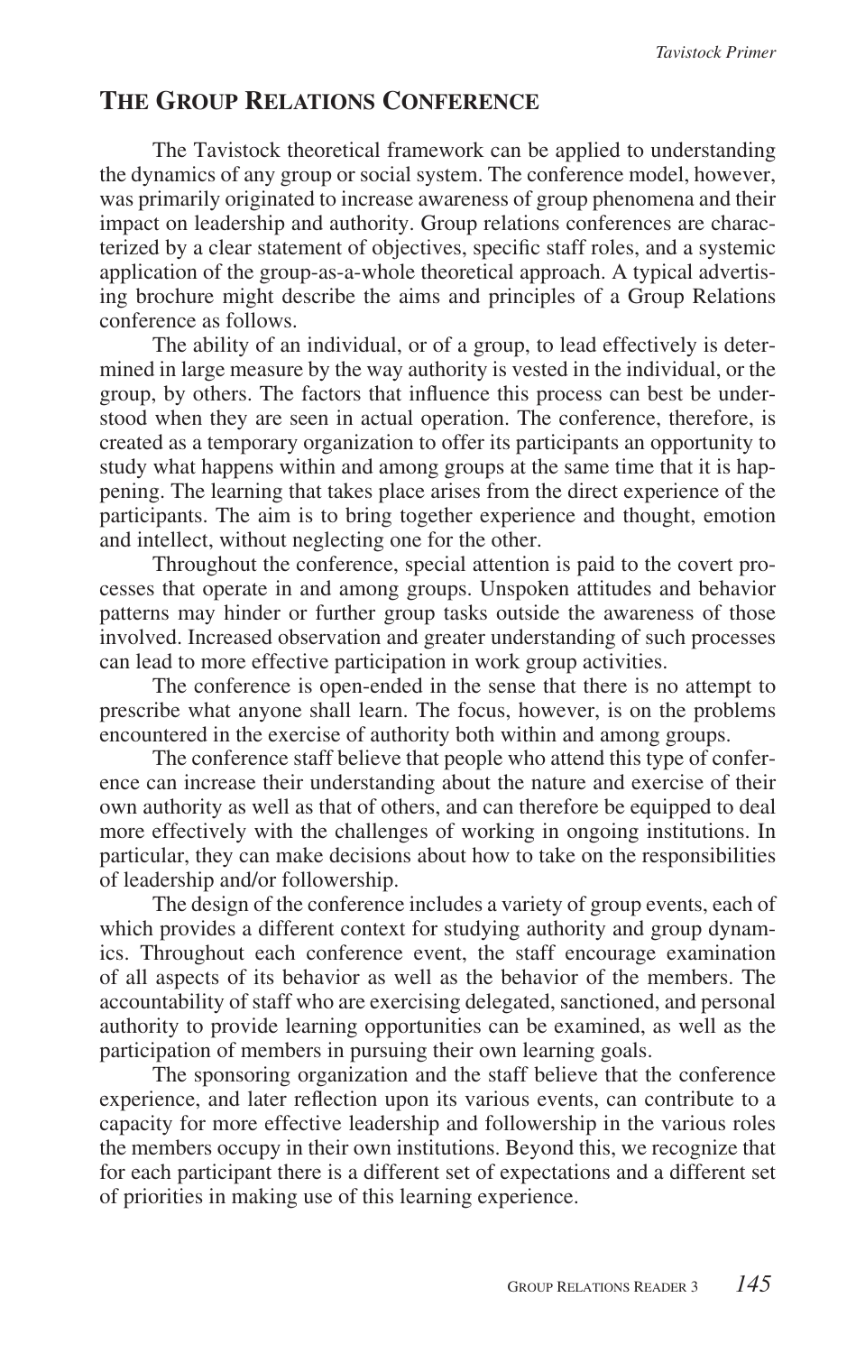## The Group Relations Conference

The Tavistock theoretical framework can be applied to understanding the dynamics of any group or social system. The conference model, however, was primarily originated to increase awareness of group phenomena and their impact on leadership and authority. Group relations conferences are characterized by a clear statement of objectives, specific staff roles, and a systemic application of the group-as-a-whole theoretical approach. A typical advertising brochure might describe the aims and principles of a Group Relations conference as follows.

The ability of an individual, or of a group, to lead effectively is determined in large measure by the way authority is vested in the individual, or the group, by others. The factors that influence this process can best be understood when they are seen in actual operation. The conference, therefore, is created as a temporary organization to offer its participants an opportunity to study what happens within and among groups at the same time that it is happening. The learning that takes place arises from the direct experience of the participants. The aim is to bring together experience and thought, emotion and intellect, without neglecting one for the other.

Throughout the conference, special attention is paid to the covert processes that operate in and among groups. Unspoken attitudes and behavior patterns may hinder or further group tasks outside the awareness of those involved. Increased observation and greater understanding of such processes can lead to more effective participation in work group activities.

The conference is open-ended in the sense that there is no attempt to prescribe what anyone shall learn. The focus, however, is on the problems encountered in the exercise of authority both within and among groups.

The conference staff believe that people who attend this type of conference can increase their understanding about the nature and exercise of their own authority as well as that of others, and can therefore be equipped to deal more effectively with the challenges of working in ongoing institutions. In particular, they can make decisions about how to take on the responsibilities of leadership and/or followership.

The design of the conference includes a variety of group events, each of which provides a different context for studying authority and group dynamics. Throughout each conference event, the staff encourage examination of all aspects of its behavior as well as the behavior of the members. The accountability of staff who are exercising delegated, sanctioned, and personal authority to provide learning opportunities can be examined, as well as the participation of members in pursuing their own learning goals.

The sponsoring organization and the staff believe that the conference experience, and later reflection upon its various events, can contribute to a capacity for more effective leadership and followership in the various roles the members occupy in their own institutions. Beyond this, we recognize that for each participant there is a different set of expectations and a different set of priorities in making use of this learning experience.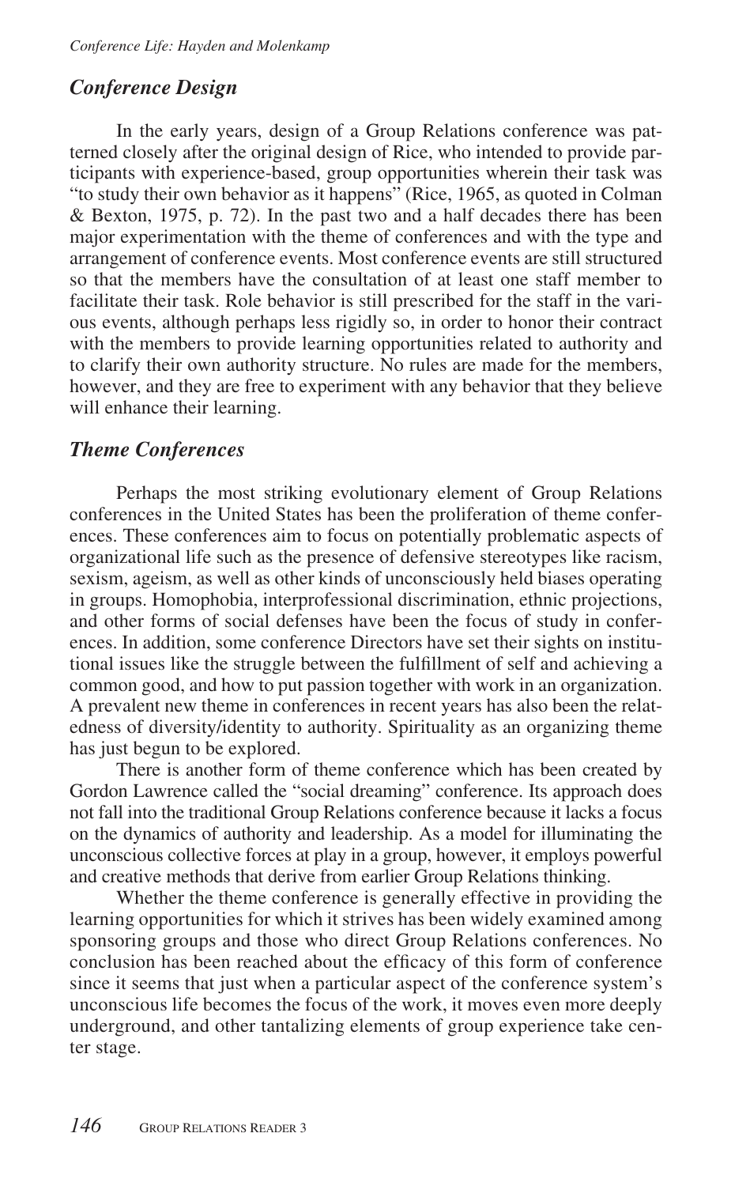## *Conference Design*

In the early years, design of a Group Relations conference was patterned closely after the original design of Rice, who intended to provide participants with experience-based, group opportunities wherein their task was "to study their own behavior as it happens" (Rice, 1965, as quoted in Colman & Bexton, 1975, p. 72). In the past two and a half decades there has been major experimentation with the theme of conferences and with the type and arrangement of conference events. Most conference events are still structured so that the members have the consultation of at least one staff member to facilitate their task. Role behavior is still prescribed for the staff in the various events, although perhaps less rigidly so, in order to honor their contract with the members to provide learning opportunities related to authority and to clarify their own authority structure. No rules are made for the members, however, and they are free to experiment with any behavior that they believe will enhance their learning.

## *Theme Conferences*

Perhaps the most striking evolutionary element of Group Relations conferences in the United States has been the proliferation of theme conferences. These conferences aim to focus on potentially problematic aspects of organizational life such as the presence of defensive stereotypes like racism, sexism, ageism, as well as other kinds of unconsciously held biases operating in groups. Homophobia, interprofessional discrimination, ethnic projections, and other forms of social defenses have been the focus of study in conferences. In addition, some conference Directors have set their sights on institutional issues like the struggle between the fulfillment of self and achieving a common good, and how to put passion together with work in an organization. A prevalent new theme in conferences in recent years has also been the relatedness of diversity/identity to authority. Spirituality as an organizing theme has just begun to be explored.

There is another form of theme conference which has been created by Gordon Lawrence called the "social dreaming" conference. Its approach does not fall into the traditional Group Relations conference because it lacks a focus on the dynamics of authority and leadership. As a model for illuminating the unconscious collective forces at play in a group, however, it employs powerful and creative methods that derive from earlier Group Relations thinking.

Whether the theme conference is generally effective in providing the learning opportunities for which it strives has been widely examined among sponsoring groups and those who direct Group Relations conferences. No conclusion has been reached about the efficacy of this form of conference since it seems that just when a particular aspect of the conference system's unconscious life becomes the focus of the work, it moves even more deeply underground, and other tantalizing elements of group experience take center stage.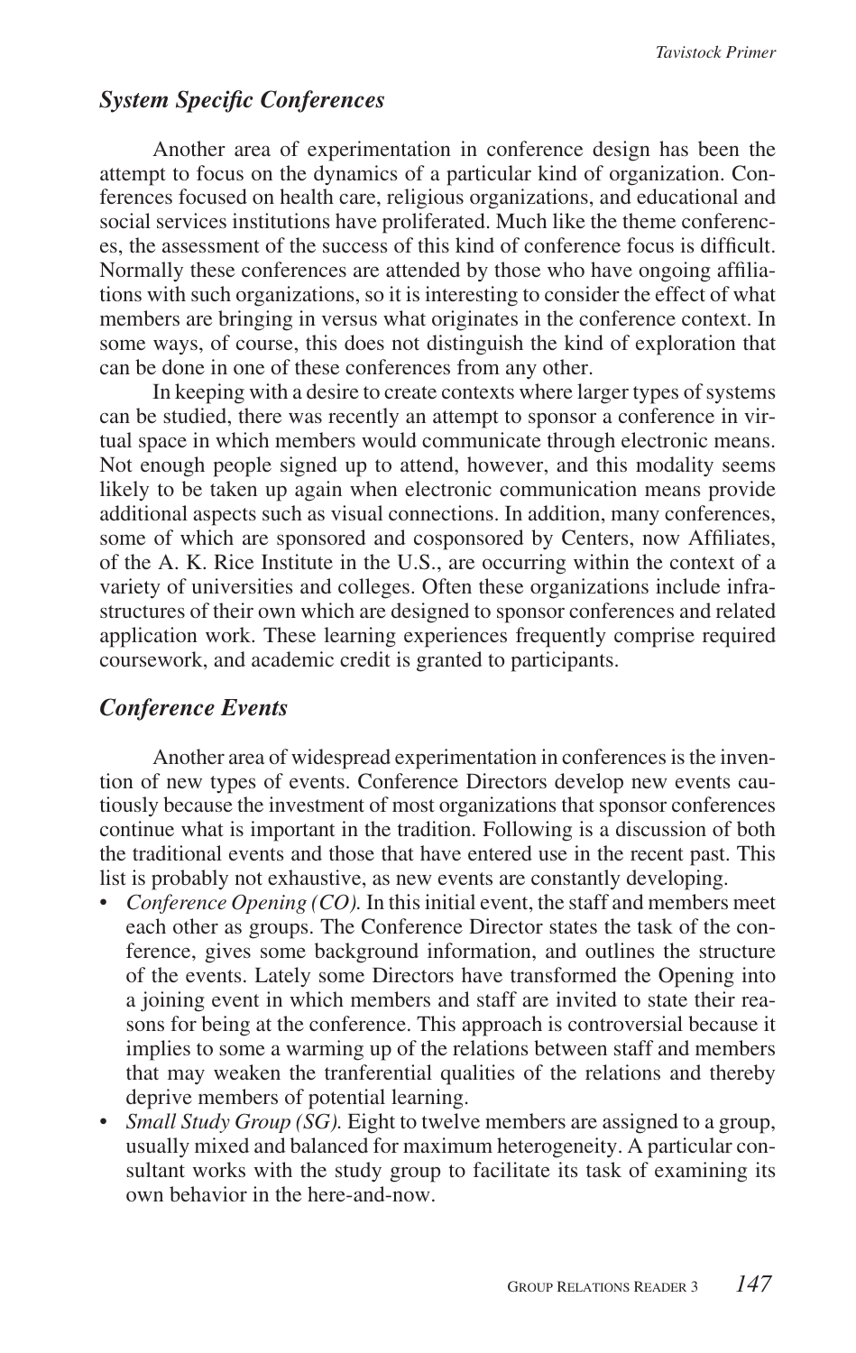### *System Specific Conferences*

Another area of experimentation in conference design has been the attempt to focus on the dynamics of a particular kind of organization. Conferences focused on health care, religious organizations, and educational and social services institutions have proliferated. Much like the theme conferences, the assessment of the success of this kind of conference focus is difficult. Normally these conferences are attended by those who have ongoing affiliations with such organizations, so it is interesting to consider the effect of what members are bringing in versus what originates in the conference context. In some ways, of course, this does not distinguish the kind of exploration that can be done in one of these conferences from any other.

In keeping with a desire to create contexts where larger types of systems can be studied, there was recently an attempt to sponsor a conference in virtual space in which members would communicate through electronic means. Not enough people signed up to attend, however, and this modality seems likely to be taken up again when electronic communication means provide additional aspects such as visual connections. In addition, many conferences, some of which are sponsored and cosponsored by Centers, now Affiliates, of the A. K. Rice Institute in the U.S., are occurring within the context of a variety of universities and colleges. Often these organizations include infrastructures of their own which are designed to sponsor conferences and related application work. These learning experiences frequently comprise required coursework, and academic credit is granted to participants.

### *Conference Events*

Another area of widespread experimentation in conferences is the invention of new types of events. Conference Directors develop new events cautiously because the investment of most organizations that sponsor conferences continue what is important in the tradition. Following is a discussion of both the traditional events and those that have entered use in the recent past. This list is probably not exhaustive, as new events are constantly developing.

- *Conference Opening (CO).* In this initial event, the staff and members meet each other as groups. The Conference Director states the task of the conference, gives some background information, and outlines the structure of the events. Lately some Directors have transformed the Opening into a joining event in which members and staff are invited to state their reasons for being at the conference. This approach is controversial because it implies to some a warming up of the relations between staff and members that may weaken the tranferential qualities of the relations and thereby deprive members of potential learning.
- *Small Study Group (SG).* Eight to twelve members are assigned to a group, usually mixed and balanced for maximum heterogeneity. A particular consultant works with the study group to facilitate its task of examining its own behavior in the here-and-now.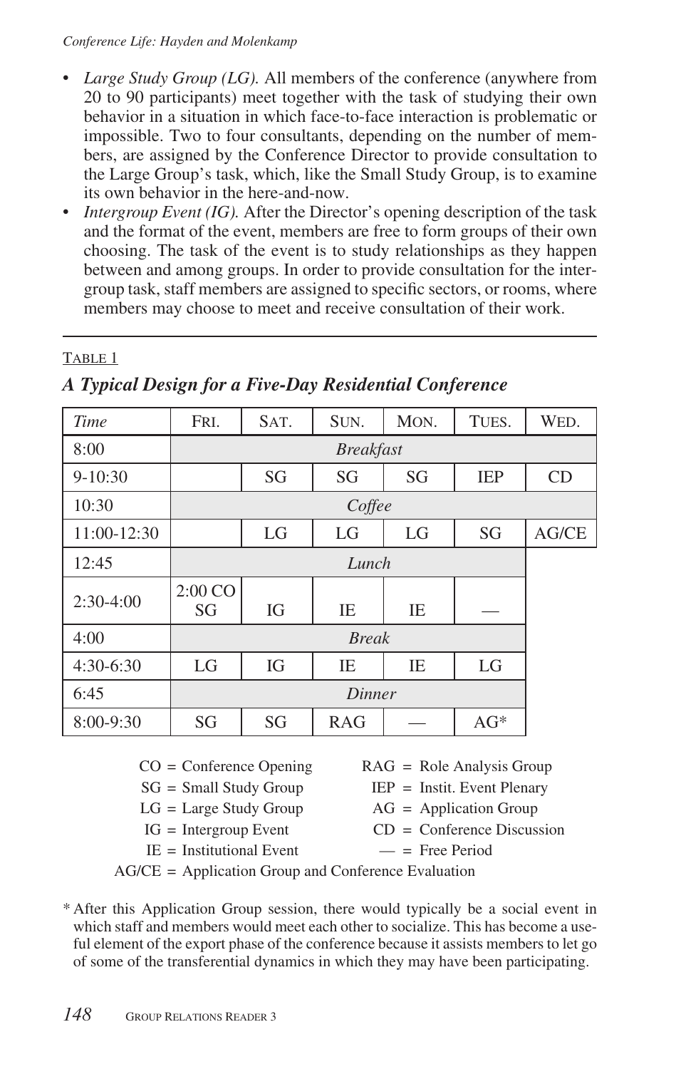- *Large Study Group (LG).* All members of the conference (anywhere from 20 to 90 participants) meet together with the task of studying their own behavior in a situation in which face-to-face interaction is problematic or impossible. Two to four consultants, depending on the number of members, are assigned by the Conference Director to provide consultation to the Large Group's task, which, like the Small Study Group, is to examine its own behavior in the here-and-now.
- *Intergroup Event (IG).* After the Director's opening description of the task and the format of the event, members are free to form groups of their own choosing. The task of the event is to study relationships as they happen between and among groups. In order to provide consultation for the intergroup task, staff members are assigned to specific sectors, or rooms, where members may choose to meet and receive consultation of their work.

TABLE 1

### *A Typical Design for a Five-Day Residential Conference*

| *Time* | FRI. | SAT. | SUN. | MON. | TUES. | WED. |
|---|---|---|---|---|---|---|
| 8:00 | *Breakfast* | | | | | |
| 9-10:30 | | SG | SG | SG | IEP | CD |
| 10:30 | *Coffee* | | | | | |
| 11:00-12:30 | | LG | LG | LG | SG | AG/CE |
| 12:45 | *Lunch* | | | | | |
| 2:30-4:00 | 2:00 CO SG | IG | IE | IE | — | |
| 4:00 | *Break* | | | | | |
| 4:30-6:30 | LG | IG | IE | IE | LG | |
| 6:45 | *Dinner* | | | | | |
| 8:00-9:30 | SG | SG | RAG | — | AG* | |

CO = Conference Opening
SG = Small Study Group
LG = Large Study Group
IG = Intergroup Event
IE = Institutional Event
RAG = Role Analysis Group
IEP = Instit. Event Plenary
AG = Application Group
CD = Conference Discussion
— = Free Period
AG/CE = Application Group and Conference Evaluation

\* After this Application Group session, there would typically be a social event in which staff and members would meet each other to socialize. This has become a useful element of the export phase of the conference because it assists members to let go of some of the transferential dynamics in which they may have been participating.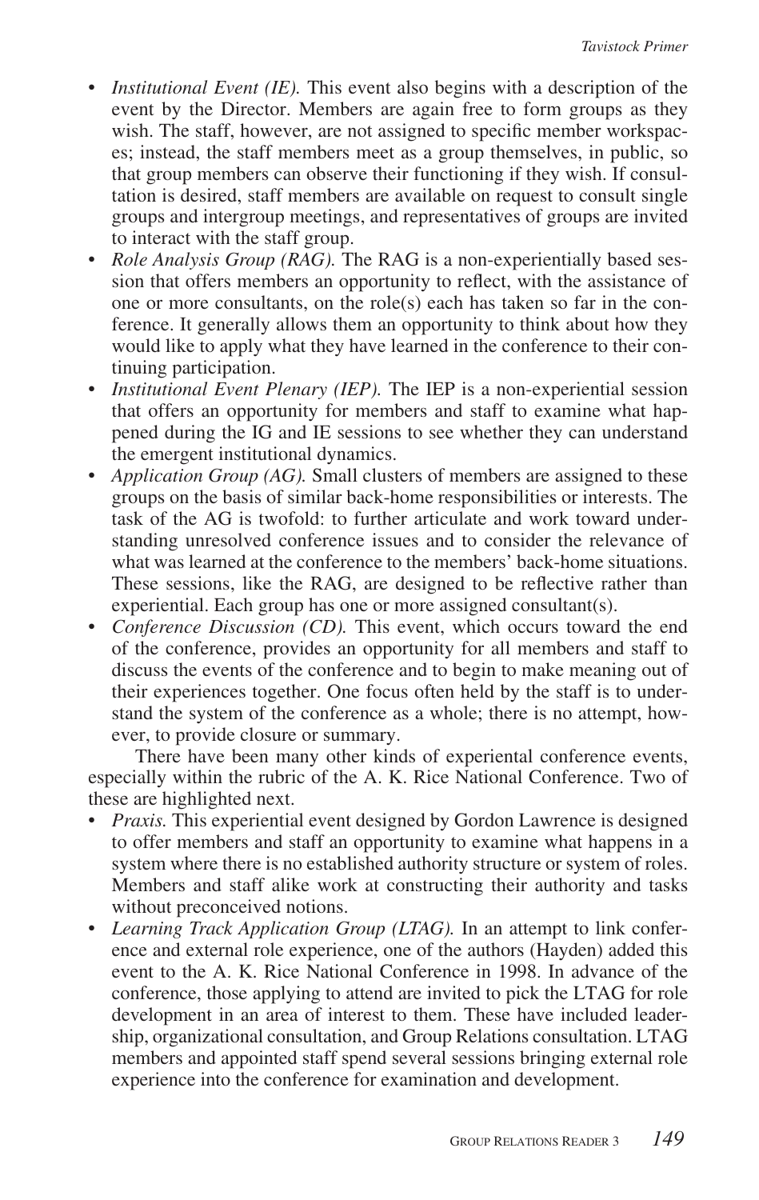- *Institutional Event (IE).* This event also begins with a description of the event by the Director. Members are again free to form groups as they wish. The staff, however, are not assigned to specific member workspaces; instead, the staff members meet as a group themselves, in public, so that group members can observe their functioning if they wish. If consultation is desired, staff members are available on request to consult single groups and intergroup meetings, and representatives of groups are invited to interact with the staff group.
- *Role Analysis Group (RAG).* The RAG is a non-experientially based session that offers members an opportunity to reflect, with the assistance of one or more consultants, on the role(s) each has taken so far in the conference. It generally allows them an opportunity to think about how they would like to apply what they have learned in the conference to their continuing participation.
- *Institutional Event Plenary (IEP).* The IEP is a non-experiential session that offers an opportunity for members and staff to examine what happened during the IG and IE sessions to see whether they can understand the emergent institutional dynamics.
- *Application Group (AG).* Small clusters of members are assigned to these groups on the basis of similar back-home responsibilities or interests. The task of the AG is twofold: to further articulate and work toward understanding unresolved conference issues and to consider the relevance of what was learned at the conference to the members' back-home situations. These sessions, like the RAG, are designed to be reflective rather than experiential. Each group has one or more assigned consultant(s).
- *Conference Discussion (CD).* This event, which occurs toward the end of the conference, provides an opportunity for all members and staff to discuss the events of the conference and to begin to make meaning out of their experiences together. One focus often held by the staff is to understand the system of the conference as a whole; there is no attempt, however, to provide closure or summary.

There have been many other kinds of experiental conference events, especially within the rubric of the A. K. Rice National Conference. Two of these are highlighted next.

- *Praxis.* This experiential event designed by Gordon Lawrence is designed to offer members and staff an opportunity to examine what happens in a system where there is no established authority structure or system of roles. Members and staff alike work at constructing their authority and tasks without preconceived notions.
- *Learning Track Application Group (LTAG).* In an attempt to link conference and external role experience, one of the authors (Hayden) added this event to the A. K. Rice National Conference in 1998. In advance of the conference, those applying to attend are invited to pick the LTAG for role development in an area of interest to them. These have included leadership, organizational consultation, and Group Relations consultation. LTAG members and appointed staff spend several sessions bringing external role experience into the conference for examination and development.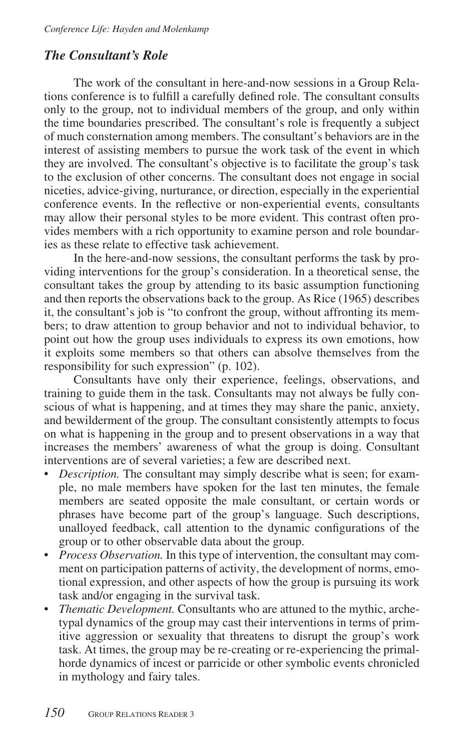### *The Consultant's Role*

The work of the consultant in here-and-now sessions in a Group Relations conference is to fulfill a carefully defined role. The consultant consults only to the group, not to individual members of the group, and only within the time boundaries prescribed. The consultant's role is frequently a subject of much consternation among members. The consultant's behaviors are in the interest of assisting members to pursue the work task of the event in which they are involved. The consultant's objective is to facilitate the group's task to the exclusion of other concerns. The consultant does not engage in social niceties, advice-giving, nurturance, or direction, especially in the experiential conference events. In the reflective or non-experiential events, consultants may allow their personal styles to be more evident. This contrast often provides members with a rich opportunity to examine person and role boundaries as these relate to effective task achievement.

In the here-and-now sessions, the consultant performs the task by providing interventions for the group's consideration. In a theoretical sense, the consultant takes the group by attending to its basic assumption functioning and then reports the observations back to the group. As Rice (1965) describes it, the consultant's job is "to confront the group, without affronting its members; to draw attention to group behavior and not to individual behavior, to point out how the group uses individuals to express its own emotions, how it exploits some members so that others can absolve themselves from the responsibility for such expression" (p. 102).

Consultants have only their experience, feelings, observations, and training to guide them in the task. Consultants may not always be fully conscious of what is happening, and at times they may share the panic, anxiety, and bewilderment of the group. The consultant consistently attempts to focus on what is happening in the group and to present observations in a way that increases the members' awareness of what the group is doing. Consultant interventions are of several varieties; a few are described next.

- *Description.* The consultant may simply describe what is seen; for example, no male members have spoken for the last ten minutes, the female members are seated opposite the male consultant, or certain words or phrases have become part of the group's language. Such descriptions, unalloyed feedback, call attention to the dynamic configurations of the group or to other observable data about the group.
- *Process Observation.* In this type of intervention, the consultant may comment on participation patterns of activity, the development of norms, emotional expression, and other aspects of how the group is pursuing its work task and/or engaging in the survival task.
- *Thematic Development.* Consultants who are attuned to the mythic, archetypal dynamics of the group may cast their interventions in terms of primitive aggression or sexuality that threatens to disrupt the group's work task. At times, the group may be re-creating or re-experiencing the primal-horde dynamics of incest or parricide or other symbolic events chronicled in mythology and fairy tales.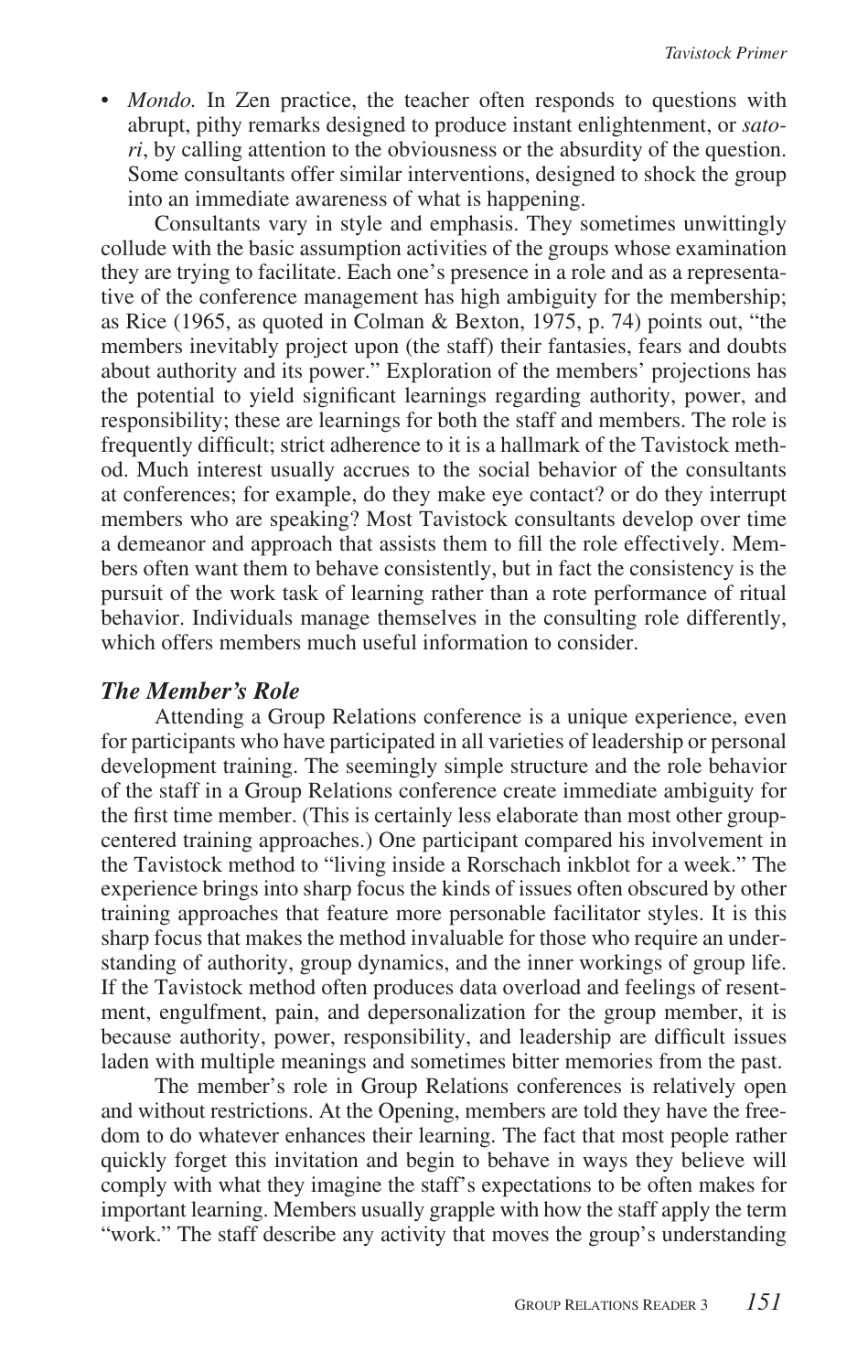- *Mondo.* In Zen practice, the teacher often responds to questions with abrupt, pithy remarks designed to produce instant enlightenment, or *satori*, by calling attention to the obviousness or the absurdity of the question. Some consultants offer similar interventions, designed to shock the group into an immediate awareness of what is happening.

Consultants vary in style and emphasis. They sometimes unwittingly collude with the basic assumption activities of the groups whose examination they are trying to facilitate. Each one's presence in a role and as a representative of the conference management has high ambiguity for the membership; as Rice (1965, as quoted in Colman & Bexton, 1975, p. 74) points out, "the members inevitably project upon (the staff) their fantasies, fears and doubts about authority and its power." Exploration of the members' projections has the potential to yield significant learnings regarding authority, power, and responsibility; these are learnings for both the staff and members. The role is frequently difficult; strict adherence to it is a hallmark of the Tavistock method. Much interest usually accrues to the social behavior of the consultants at conferences; for example, do they make eye contact? or do they interrupt members who are speaking? Most Tavistock consultants develop over time a demeanor and approach that assists them to fill the role effectively. Members often want them to behave consistently, but in fact the consistency is the pursuit of the work task of learning rather than a rote performance of ritual behavior. Individuals manage themselves in the consulting role differently, which offers members much useful information to consider.

### *The Member's Role*

Attending a Group Relations conference is a unique experience, even for participants who have participated in all varieties of leadership or personal development training. The seemingly simple structure and the role behavior of the staff in a Group Relations conference create immediate ambiguity for the first time member. (This is certainly less elaborate than most other group-centered training approaches.) One participant compared his involvement in the Tavistock method to "living inside a Rorschach inkblot for a week." The experience brings into sharp focus the kinds of issues often obscured by other training approaches that feature more personable facilitator styles. It is this sharp focus that makes the method invaluable for those who require an understanding of authority, group dynamics, and the inner workings of group life. If the Tavistock method often produces data overload and feelings of resentment, engulfment, pain, and depersonalization for the group member, it is because authority, power, responsibility, and leadership are difficult issues laden with multiple meanings and sometimes bitter memories from the past.

The member's role in Group Relations conferences is relatively open and without restrictions. At the Opening, members are told they have the freedom to do whatever enhances their learning. The fact that most people rather quickly forget this invitation and begin to behave in ways they believe will comply with what they imagine the staff's expectations to be often makes for important learning. Members usually grapple with how the staff apply the term "work." The staff describe any activity that moves the group's understanding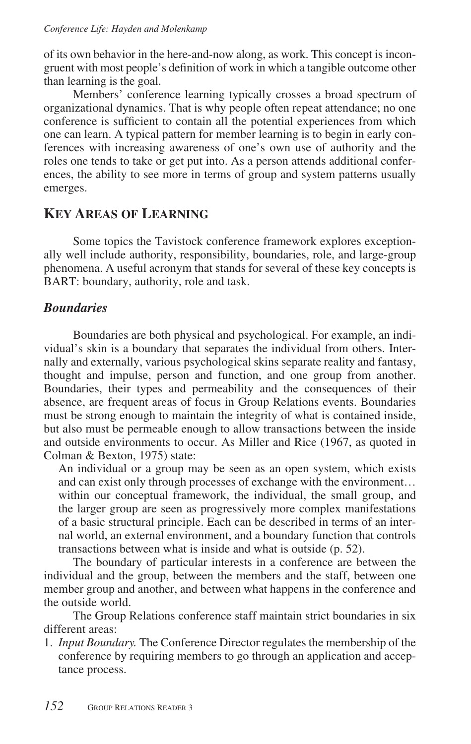of its own behavior in the here-and-now along, as work. This concept is incongruent with most people's definition of work in which a tangible outcome other than learning is the goal.

Members' conference learning typically crosses a broad spectrum of organizational dynamics. That is why people often repeat attendance; no one conference is sufficient to contain all the potential experiences from which one can learn. A typical pattern for member learning is to begin in early conferences with increasing awareness of one's own use of authority and the roles one tends to take or get put into. As a person attends additional conferences, the ability to see more in terms of group and system patterns usually emerges.

## Key Areas of Learning

Some topics the Tavistock conference framework explores exceptionally well include authority, responsibility, boundaries, role, and large-group phenomena. A useful acronym that stands for several of these key concepts is BART: boundary, authority, role and task.

### *Boundaries*

Boundaries are both physical and psychological. For example, an individual's skin is a boundary that separates the individual from others. Internally and externally, various psychological skins separate reality and fantasy, thought and impulse, person and function, and one group from another. Boundaries, their types and permeability and the consequences of their absence, are frequent areas of focus in Group Relations events. Boundaries must be strong enough to maintain the integrity of what is contained inside, but also must be permeable enough to allow transactions between the inside and outside environments to occur. As Miller and Rice (1967, as quoted in Colman & Bexton, 1975) state:

> An individual or a group may be seen as an open system, which exists and can exist only through processes of exchange with the environment… within our conceptual framework, the individual, the small group, and the larger group are seen as progressively more complex manifestations of a basic structural principle. Each can be described in terms of an internal world, an external environment, and a boundary function that controls transactions between what is inside and what is outside (p. 52).

The boundary of particular interests in a conference are between the individual and the group, between the members and the staff, between one member group and another, and between what happens in the conference and the outside world.

The Group Relations conference staff maintain strict boundaries in six different areas:

1. *Input Boundary.* The Conference Director regulates the membership of the conference by requiring members to go through an application and acceptance process.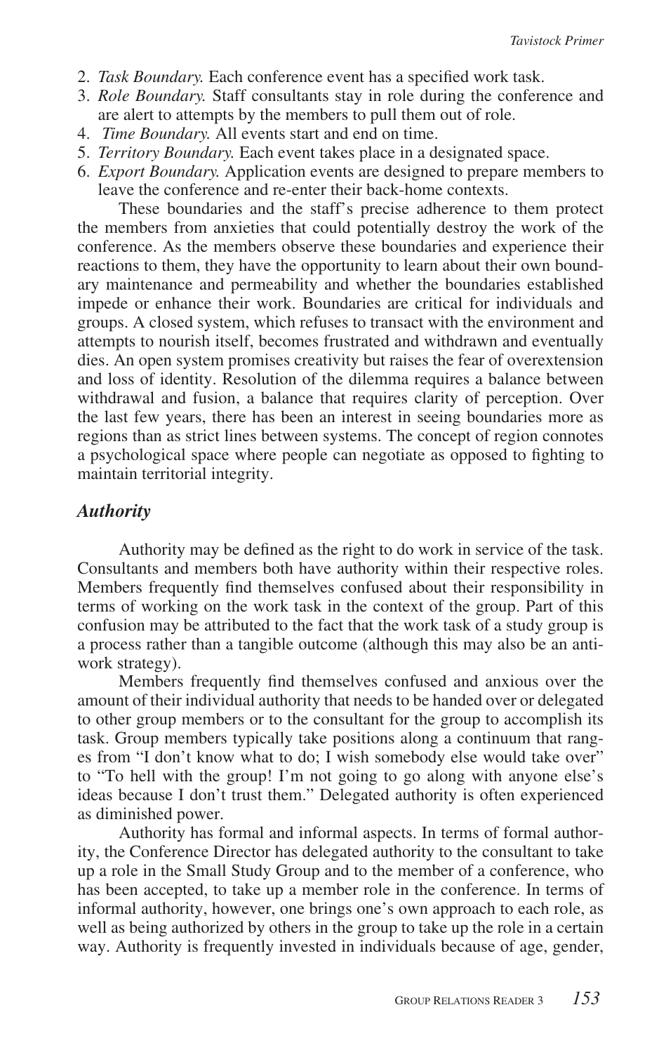2. *Task Boundary.* Each conference event has a specified work task.
3. *Role Boundary.* Staff consultants stay in role during the conference and are alert to attempts by the members to pull them out of role.
4. *Time Boundary.* All events start and end on time.
5. *Territory Boundary.* Each event takes place in a designated space.
6. *Export Boundary.* Application events are designed to prepare members to leave the conference and re-enter their back-home contexts.

These boundaries and the staff's precise adherence to them protect the members from anxieties that could potentially destroy the work of the conference. As the members observe these boundaries and experience their reactions to them, they have the opportunity to learn about their own boundary maintenance and permeability and whether the boundaries established impede or enhance their work. Boundaries are critical for individuals and groups. A closed system, which refuses to transact with the environment and attempts to nourish itself, becomes frustrated and withdrawn and eventually dies. An open system promises creativity but raises the fear of overextension and loss of identity. Resolution of the dilemma requires a balance between withdrawal and fusion, a balance that requires clarity of perception. Over the last few years, there has been an interest in seeing boundaries more as regions than as strict lines between systems. The concept of region connotes a psychological space where people can negotiate as opposed to fighting to maintain territorial integrity.

### *Authority*

Authority may be defined as the right to do work in service of the task. Consultants and members both have authority within their respective roles. Members frequently find themselves confused about their responsibility in terms of working on the work task in the context of the group. Part of this confusion may be attributed to the fact that the work task of a study group is a process rather than a tangible outcome (although this may also be an anti-work strategy).

Members frequently find themselves confused and anxious over the amount of their individual authority that needs to be handed over or delegated to other group members or to the consultant for the group to accomplish its task. Group members typically take positions along a continuum that ranges from "I don't know what to do; I wish somebody else would take over" to "To hell with the group! I'm not going to go along with anyone else's ideas because I don't trust them." Delegated authority is often experienced as diminished power.

Authority has formal and informal aspects. In terms of formal authority, the Conference Director has delegated authority to the consultant to take up a role in the Small Study Group and to the member of a conference, who has been accepted, to take up a member role in the conference. In terms of informal authority, however, one brings one's own approach to each role, as well as being authorized by others in the group to take up the role in a certain way. Authority is frequently invested in individuals because of age, gender,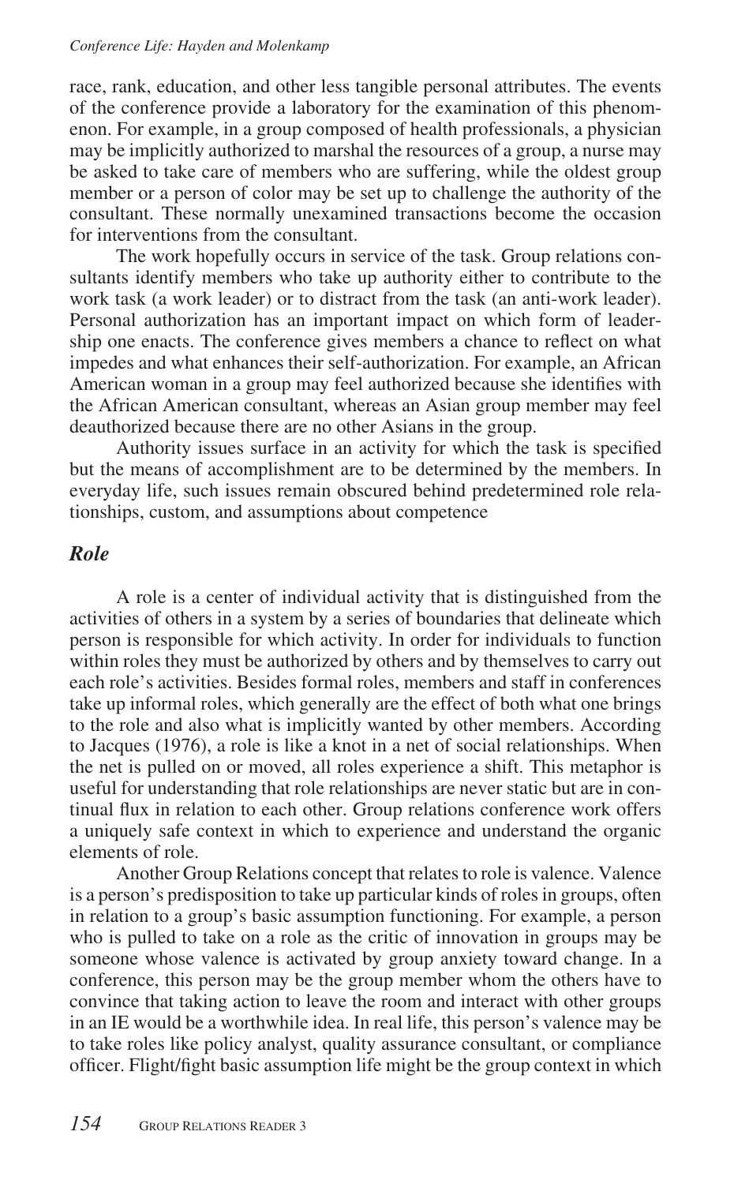race, rank, education, and other less tangible personal attributes. The events of the conference provide a laboratory for the examination of this phenomenon. For example, in a group composed of health professionals, a physician may be implicitly authorized to marshal the resources of a group, a nurse may be asked to take care of members who are suffering, while the oldest group member or a person of color may be set up to challenge the authority of the consultant. These normally unexamined transactions become the occasion for interventions from the consultant.

The work hopefully occurs in service of the task. Group relations consultants identify members who take up authority either to contribute to the work task (a work leader) or to distract from the task (an anti-work leader). Personal authorization has an important impact on which form of leadership one enacts. The conference gives members a chance to reflect on what impedes and what enhances their self-authorization. For example, an African American woman in a group may feel authorized because she identifies with the African American consultant, whereas an Asian group member may feel deauthorized because there are no other Asians in the group.

Authority issues surface in an activity for which the task is specified but the means of accomplishment are to be determined by the members. In everyday life, such issues remain obscured behind predetermined role relationships, custom, and assumptions about competence

## *Role*

A role is a center of individual activity that is distinguished from the activities of others in a system by a series of boundaries that delineate which person is responsible for which activity. In order for individuals to function within roles they must be authorized by others and by themselves to carry out each role's activities. Besides formal roles, members and staff in conferences take up informal roles, which generally are the effect of both what one brings to the role and also what is implicitly wanted by other members. According to Jacques (1976), a role is like a knot in a net of social relationships. When the net is pulled on or moved, all roles experience a shift. This metaphor is useful for understanding that role relationships are never static but are in continual flux in relation to each other. Group relations conference work offers a uniquely safe context in which to experience and understand the organic elements of role.

Another Group Relations concept that relates to role is valence. Valence is a person's predisposition to take up particular kinds of roles in groups, often in relation to a group's basic assumption functioning. For example, a person who is pulled to take on a role as the critic of innovation in groups may be someone whose valence is activated by group anxiety toward change. In a conference, this person may be the group member whom the others have to convince that taking action to leave the room and interact with other groups in an IE would be a worthwhile idea. In real life, this person's valence may be to take roles like policy analyst, quality assurance consultant, or compliance officer. Flight/fight basic assumption life might be the group context in which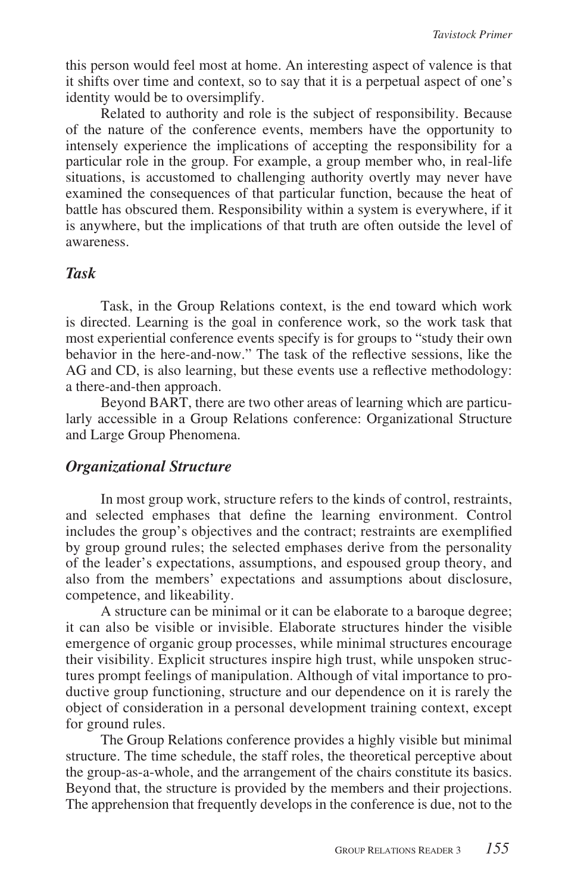this person would feel most at home. An interesting aspect of valence is that it shifts over time and context, so to say that it is a perpetual aspect of one's identity would be to oversimplify.

Related to authority and role is the subject of responsibility. Because of the nature of the conference events, members have the opportunity to intensely experience the implications of accepting the responsibility for a particular role in the group. For example, a group member who, in real-life situations, is accustomed to challenging authority overtly may never have examined the consequences of that particular function, because the heat of battle has obscured them. Responsibility within a system is everywhere, if it is anywhere, but the implications of that truth are often outside the level of awareness.

### *Task*

Task, in the Group Relations context, is the end toward which work is directed. Learning is the goal in conference work, so the work task that most experiential conference events specify is for groups to "study their own behavior in the here-and-now." The task of the reflective sessions, like the AG and CD, is also learning, but these events use a reflective methodology: a there-and-then approach.

Beyond BART, there are two other areas of learning which are particularly accessible in a Group Relations conference: Organizational Structure and Large Group Phenomena.

### *Organizational Structure*

In most group work, structure refers to the kinds of control, restraints, and selected emphases that define the learning environment. Control includes the group's objectives and the contract; restraints are exemplified by group ground rules; the selected emphases derive from the personality of the leader's expectations, assumptions, and espoused group theory, and also from the members' expectations and assumptions about disclosure, competence, and likeability.

A structure can be minimal or it can be elaborate to a baroque degree; it can also be visible or invisible. Elaborate structures hinder the visible emergence of organic group processes, while minimal structures encourage their visibility. Explicit structures inspire high trust, while unspoken structures prompt feelings of manipulation. Although of vital importance to productive group functioning, structure and our dependence on it is rarely the object of consideration in a personal development training context, except for ground rules.

The Group Relations conference provides a highly visible but minimal structure. The time schedule, the staff roles, the theoretical perceptive about the group-as-a-whole, and the arrangement of the chairs constitute its basics. Beyond that, the structure is provided by the members and their projections. The apprehension that frequently develops in the conference is due, not to the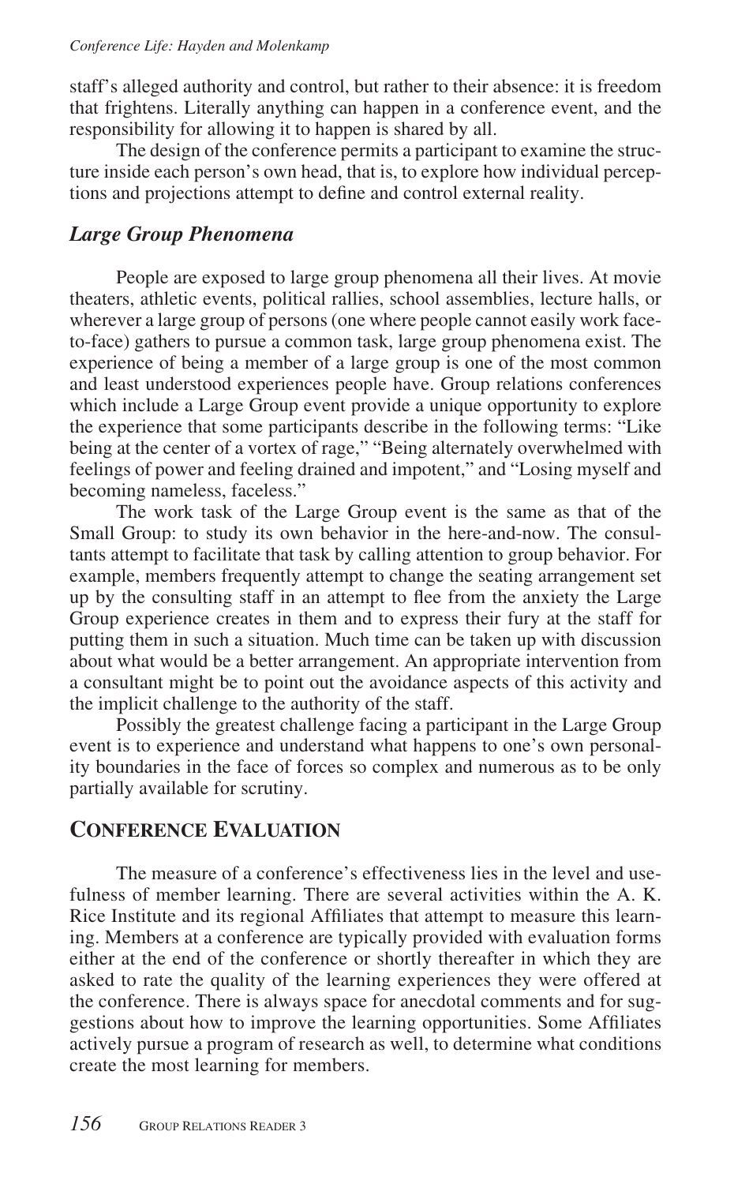staff's alleged authority and control, but rather to their absence: it is freedom that frightens. Literally anything can happen in a conference event, and the responsibility for allowing it to happen is shared by all.

The design of the conference permits a participant to examine the structure inside each person's own head, that is, to explore how individual perceptions and projections attempt to define and control external reality.

### *Large Group Phenomena*

People are exposed to large group phenomena all their lives. At movie theaters, athletic events, political rallies, school assemblies, lecture halls, or wherever a large group of persons (one where people cannot easily work face-to-face) gathers to pursue a common task, large group phenomena exist. The experience of being a member of a large group is one of the most common and least understood experiences people have. Group relations conferences which include a Large Group event provide a unique opportunity to explore the experience that some participants describe in the following terms: "Like being at the center of a vortex of rage," "Being alternately overwhelmed with feelings of power and feeling drained and impotent," and "Losing myself and becoming nameless, faceless."

The work task of the Large Group event is the same as that of the Small Group: to study its own behavior in the here-and-now. The consultants attempt to facilitate that task by calling attention to group behavior. For example, members frequently attempt to change the seating arrangement set up by the consulting staff in an attempt to flee from the anxiety the Large Group experience creates in them and to express their fury at the staff for putting them in such a situation. Much time can be taken up with discussion about what would be a better arrangement. An appropriate intervention from a consultant might be to point out the avoidance aspects of this activity and the implicit challenge to the authority of the staff.

Possibly the greatest challenge facing a participant in the Large Group event is to experience and understand what happens to one's own personality boundaries in the face of forces so complex and numerous as to be only partially available for scrutiny.

## Conference Evaluation

The measure of a conference's effectiveness lies in the level and usefulness of member learning. There are several activities within the A. K. Rice Institute and its regional Affiliates that attempt to measure this learning. Members at a conference are typically provided with evaluation forms either at the end of the conference or shortly thereafter in which they are asked to rate the quality of the learning experiences they were offered at the conference. There is always space for anecdotal comments and for suggestions about how to improve the learning opportunities. Some Affiliates actively pursue a program of research as well, to determine what conditions create the most learning for members.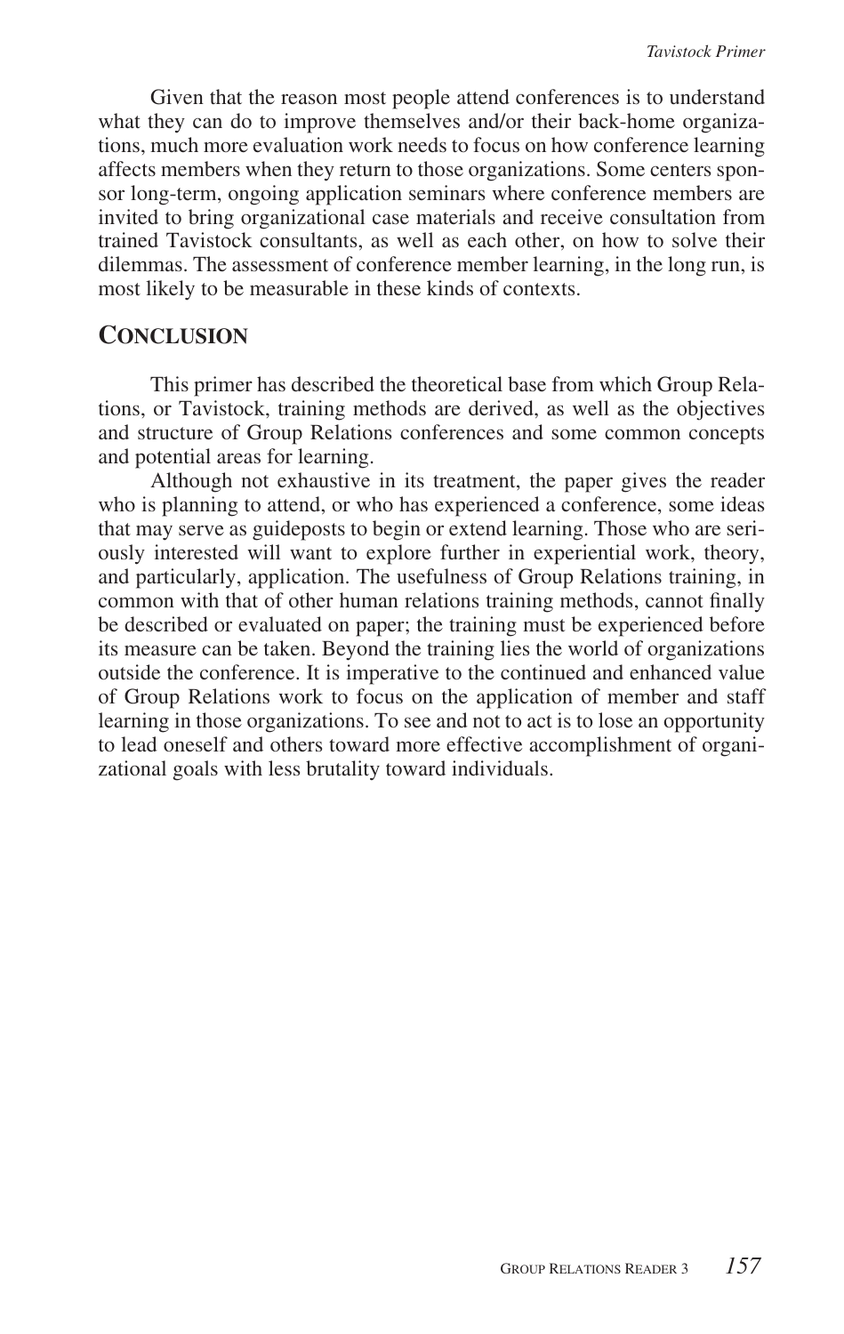Given that the reason most people attend conferences is to understand what they can do to improve themselves and/or their back-home organizations, much more evaluation work needs to focus on how conference learning affects members when they return to those organizations. Some centers sponsor long-term, ongoing application seminars where conference members are invited to bring organizational case materials and receive consultation from trained Tavistock consultants, as well as each other, on how to solve their dilemmas. The assessment of conference member learning, in the long run, is most likely to be measurable in these kinds of contexts.

## Conclusion

This primer has described the theoretical base from which Group Relations, or Tavistock, training methods are derived, as well as the objectives and structure of Group Relations conferences and some common concepts and potential areas for learning.

Although not exhaustive in its treatment, the paper gives the reader who is planning to attend, or who has experienced a conference, some ideas that may serve as guideposts to begin or extend learning. Those who are seriously interested will want to explore further in experiential work, theory, and particularly, application. The usefulness of Group Relations training, in common with that of other human relations training methods, cannot finally be described or evaluated on paper; the training must be experienced before its measure can be taken. Beyond the training lies the world of organizations outside the conference. It is imperative to the continued and enhanced value of Group Relations work to focus on the application of member and staff learning in those organizations. To see and not to act is to lose an opportunity to lead oneself and others toward more effective accomplishment of organizational goals with less brutality toward individuals.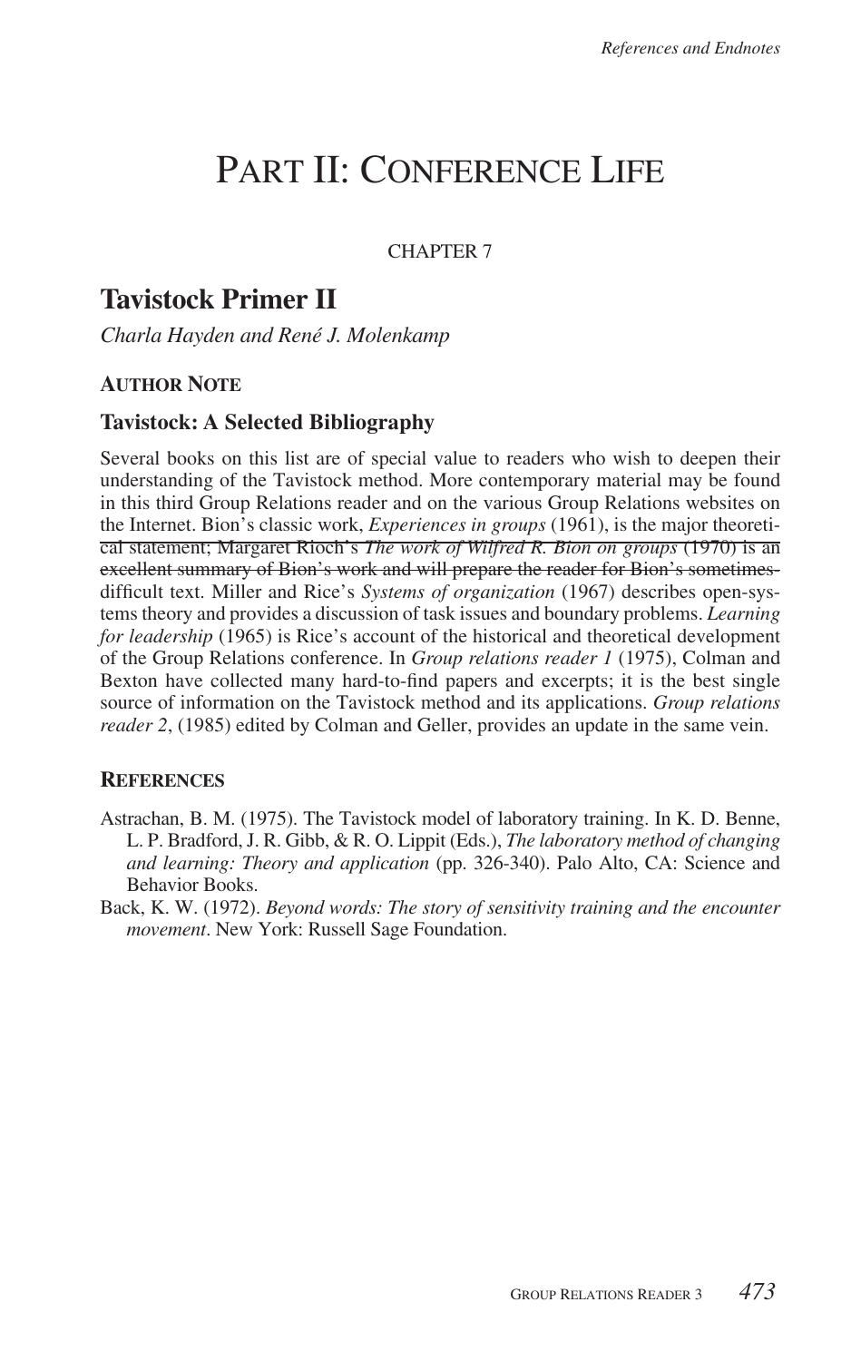# Part II: Conference Life

CHAPTER 7

## Tavistock Primer II

*Charla Hayden and René J. Molenkamp*

### Author Note

### Tavistock: A Selected Bibliography

Several books on this list are of special value to readers who wish to deepen their understanding of the Tavistock method. More contemporary material may be found in this third Group Relations reader and on the various Group Relations websites on the Internet. Bion's classic work, *Experiences in groups* (1961), is the major theoretical statement; ~~Margaret Rioch's *The work of Wilfred R. Bion on groups* (1970) is an excellent summary of Bion's work and will prepare the reader for Bion's sometimes~~ difficult text. Miller and Rice's *Systems of organization* (1967) describes open-systems theory and provides a discussion of task issues and boundary problems. *Learning for leadership* (1965) is Rice's account of the historical and theoretical development of the Group Relations conference. In *Group relations reader 1* (1975), Colman and Bexton have collected many hard-to-find papers and excerpts; it is the best single source of information on the Tavistock method and its applications. *Group relations reader 2*, (1985) edited by Colman and Geller, provides an update in the same vein.

### References

Astrachan, B. M. (1975). The Tavistock model of laboratory training. In K. D. Benne, L. P. Bradford, J. R. Gibb, & R. O. Lippit (Eds.), *The laboratory method of changing and learning: Theory and application* (pp. 326-340). Palo Alto, CA: Science and Behavior Books.

Back, K. W. (1972). *Beyond words: The story of sensitivity training and the encounter movement*. New York: Russell Sage Foundation.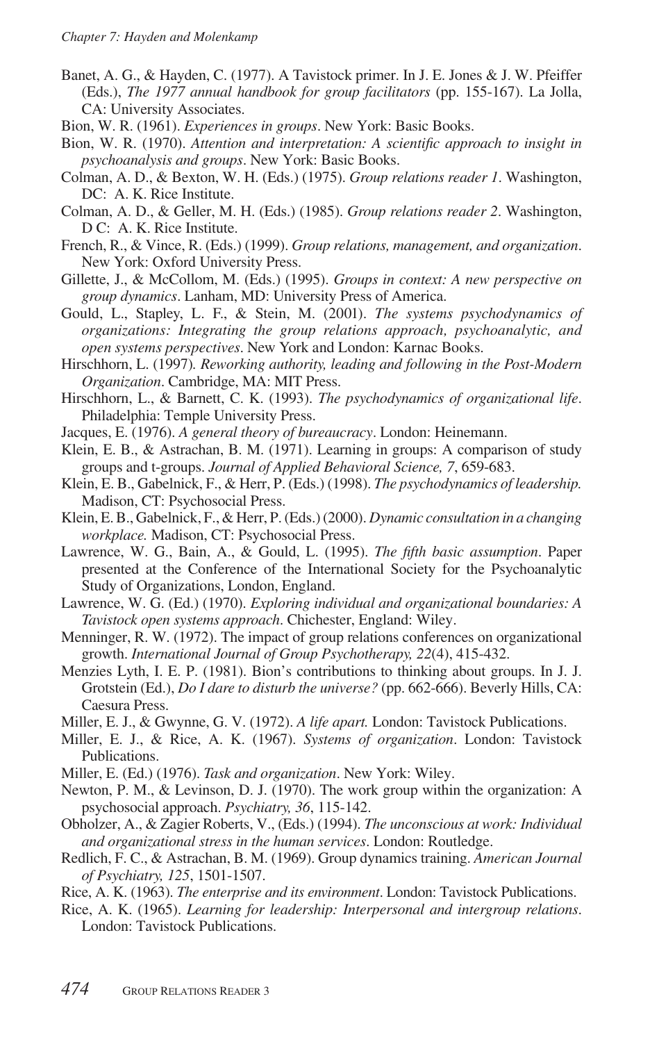Banet, A. G., & Hayden, C. (1977). A Tavistock primer. In J. E. Jones & J. W. Pfeiffer (Eds.), *The 1977 annual handbook for group facilitators* (pp. 155-167). La Jolla, CA: University Associates.

Bion, W. R. (1961). *Experiences in groups*. New York: Basic Books.

Bion, W. R. (1970). *Attention and interpretation: A scientific approach to insight in psychoanalysis and groups*. New York: Basic Books.

Colman, A. D., & Bexton, W. H. (Eds.) (1975). *Group relations reader 1*. Washington, DC: A. K. Rice Institute.

Colman, A. D., & Geller, M. H. (Eds.) (1985). *Group relations reader 2*. Washington, D C: A. K. Rice Institute.

French, R., & Vince, R. (Eds.) (1999). *Group relations, management, and organization*. New York: Oxford University Press.

Gillette, J., & McCollom, M. (Eds.) (1995). *Groups in context: A new perspective on group dynamics*. Lanham, MD: University Press of America.

Gould, L., Stapley, L. F., & Stein, M. (2001). *The systems psychodynamics of organizations: Integrating the group relations approach, psychoanalytic, and open systems perspectives*. New York and London: Karnac Books.

Hirschhorn, L. (1997). *Reworking authority, leading and following in the Post-Modern Organization*. Cambridge, MA: MIT Press.

Hirschhorn, L., & Barnett, C. K. (1993). *The psychodynamics of organizational life*. Philadelphia: Temple University Press.

Jacques, E. (1976). *A general theory of bureaucracy*. London: Heinemann.

Klein, E. B., & Astrachan, B. M. (1971). Learning in groups: A comparison of study groups and t-groups. *Journal of Applied Behavioral Science, 7*, 659-683.

Klein, E. B., Gabelnick, F., & Herr, P. (Eds.) (1998). *The psychodynamics of leadership.* Madison, CT: Psychosocial Press.

Klein, E. B., Gabelnick, F., & Herr, P. (Eds.) (2000). *Dynamic consultation in a changing workplace.* Madison, CT: Psychosocial Press.

Lawrence, W. G., Bain, A., & Gould, L. (1995). *The fifth basic assumption*. Paper presented at the Conference of the International Society for the Psychoanalytic Study of Organizations, London, England.

Lawrence, W. G. (Ed.) (1970). *Exploring individual and organizational boundaries: A Tavistock open systems approach*. Chichester, England: Wiley.

Menninger, R. W. (1972). The impact of group relations conferences on organizational growth. *International Journal of Group Psychotherapy, 22*(4), 415-432.

Menzies Lyth, I. E. P. (1981). Bion's contributions to thinking about groups. In J. J. Grotstein (Ed.), *Do I dare to disturb the universe?* (pp. 662-666). Beverly Hills, CA: Caesura Press.

Miller, E. J., & Gwynne, G. V. (1972). *A life apart.* London: Tavistock Publications.

Miller, E. J., & Rice, A. K. (1967). *Systems of organization*. London: Tavistock Publications.

Miller, E. (Ed.) (1976). *Task and organization*. New York: Wiley.

Newton, P. M., & Levinson, D. J. (1970). The work group within the organization: A psychosocial approach. *Psychiatry, 36*, 115-142.

Obholzer, A., & Zagier Roberts, V., (Eds.) (1994). *The unconscious at work: Individual and organizational stress in the human services*. London: Routledge.

Redlich, F. C., & Astrachan, B. M. (1969). Group dynamics training. *American Journal of Psychiatry, 125*, 1501-1507.

Rice, A. K. (1963). *The enterprise and its environment*. London: Tavistock Publications.

Rice, A. K. (1965). *Learning for leadership: Interpersonal and intergroup relations*. London: Tavistock Publications.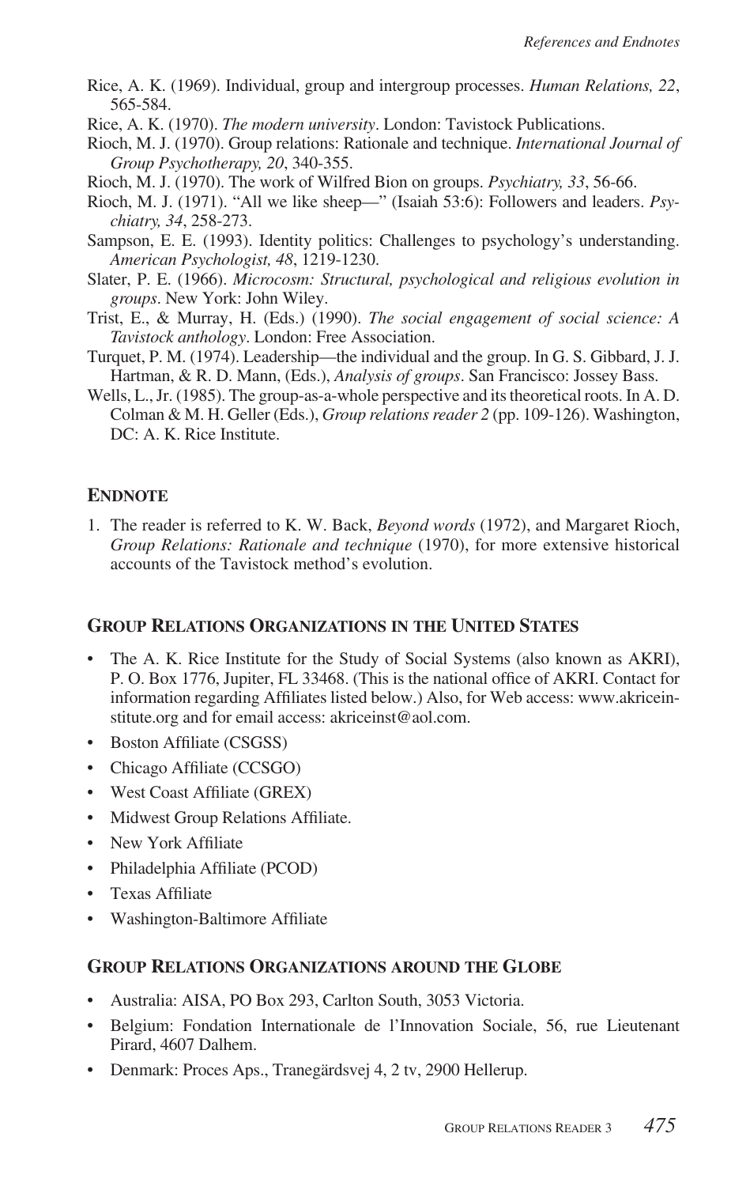Rice, A. K. (1969). Individual, group and intergroup processes. *Human Relations, 22*, 565-584.

Rice, A. K. (1970). *The modern university*. London: Tavistock Publications.

Rioch, M. J. (1970). Group relations: Rationale and technique. *International Journal of Group Psychotherapy, 20*, 340-355.

Rioch, M. J. (1970). The work of Wilfred Bion on groups. *Psychiatry, 33*, 56-66.

Rioch, M. J. (1971). "All we like sheep—" (Isaiah 53:6): Followers and leaders. *Psychiatry, 34*, 258-273.

Sampson, E. E. (1993). Identity politics: Challenges to psychology's understanding. *American Psychologist, 48*, 1219-1230.

Slater, P. E. (1966). *Microcosm: Structural, psychological and religious evolution in groups*. New York: John Wiley.

Trist, E., & Murray, H. (Eds.) (1990). *The social engagement of social science: A Tavistock anthology*. London: Free Association.

Turquet, P. M. (1974). Leadership—the individual and the group. In G. S. Gibbard, J. J. Hartman, & R. D. Mann, (Eds.), *Analysis of groups*. San Francisco: Jossey Bass.

Wells, L., Jr. (1985). The group-as-a-whole perspective and its theoretical roots. In A. D. Colman & M. H. Geller (Eds.), *Group relations reader 2* (pp. 109-126). Washington, DC: A. K. Rice Institute.

## Endnote

1. The reader is referred to K. W. Back, *Beyond words* (1972), and Margaret Rioch, *Group Relations: Rationale and technique* (1970), for more extensive historical accounts of the Tavistock method's evolution.

## Group Relations Organizations in the United States

- The A. K. Rice Institute for the Study of Social Systems (also known as AKRI), P. O. Box 1776, Jupiter, FL 33468. (This is the national office of AKRI. Contact for information regarding Affiliates listed below.) Also, for Web access: www.akriceinstitute.org and for email access: akriceinst@aol.com.
- Boston Affiliate (CSGSS)
- Chicago Affiliate (CCSGO)
- West Coast Affiliate (GREX)
- Midwest Group Relations Affiliate.
- New York Affiliate
- Philadelphia Affiliate (PCOD)
- Texas Affiliate
- Washington-Baltimore Affiliate

## Group Relations Organizations around the Globe

- Australia: AISA, PO Box 293, Carlton South, 3053 Victoria.
- Belgium: Fondation Internationale de l'Innovation Sociale, 56, rue Lieutenant Pirard, 4607 Dalhem.
- Denmark: Proces Aps., Tranegärdsvej 4, 2 tv, 2900 Hellerup.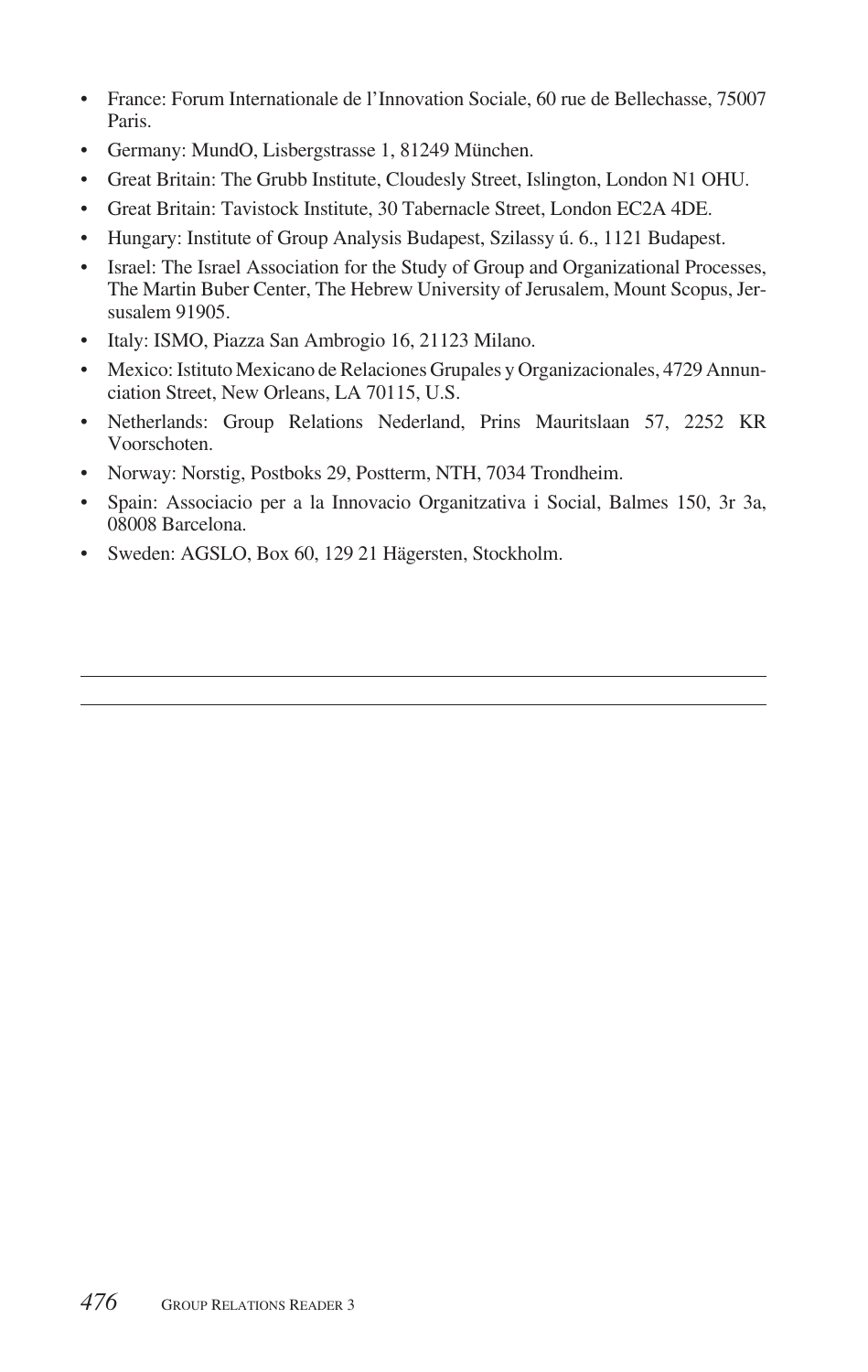- France: Forum Internationale de l'Innovation Sociale, 60 rue de Bellechasse, 75007 Paris.
- Germany: MundO, Lisbergstrasse 1, 81249 München.
- Great Britain: The Grubb Institute, Cloudesly Street, Islington, London N1 OHU.
- Great Britain: Tavistock Institute, 30 Tabernacle Street, London EC2A 4DE.
- Hungary: Institute of Group Analysis Budapest, Szilassy ú. 6., 1121 Budapest.
- Israel: The Israel Association for the Study of Group and Organizational Processes, The Martin Buber Center, The Hebrew University of Jerusalem, Mount Scopus, Jersusalem 91905.
- Italy: ISMO, Piazza San Ambrogio 16, 21123 Milano.
- Mexico: Istituto Mexicano de Relaciones Grupales y Organizacionales, 4729 Annunciation Street, New Orleans, LA 70115, U.S.
- Netherlands: Group Relations Nederland, Prins Mauritslaan 57, 2252 KR Voorschoten.
- Norway: Norstig, Postboks 29, Postterm, NTH, 7034 Trondheim.
- Spain: Associacio per a la Innovacio Organitzativa i Social, Balmes 150, 3r 3a, 08008 Barcelona.
- Sweden: AGSLO, Box 60, 129 21 Hägersten, Stockholm.